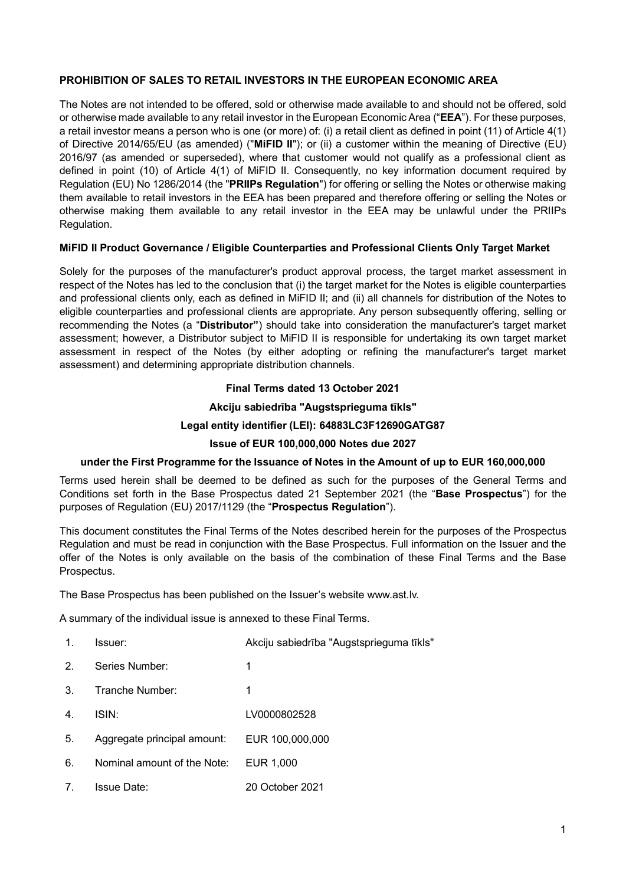**PROHIBITION OF SALES TO RETAIL INVESTORS IN THE EUROPEAN ECONOMIC AREA**

The Notes are not intended to be offered, sold or otherwise made available to and should not be offered, sold or otherwise made available to any retail investor in the European Economic Area ("**EEA**"). For these purposes, a retail investor means a person who is one (or more) of: (i) a retail client as defined in point (11) of Article 4(1) of Directive 2014/65/EU (as amended) ("**MiFID II**"); or (ii) a customer within the meaning of Directive (EU) 2016/97 (as amended or superseded), where that customer would not qualify as a professional client as defined in point (10) of Article 4(1) of MiFID II. Consequently, no key information document required by Regulation (EU) No 1286/2014 (the "**PRIIPs Regulation**") for offering or selling the Notes or otherwise making them available to retail investors in the EEA has been prepared and therefore offering or selling the Notes or otherwise making them available to any retail investor in the EEA may be unlawful under the PRIIPs Regulation.

**MiFID II Product Governance / Eligible Counterparties and Professional Clients Only Target Market**

Solely for the purposes of the manufacturer's product approval process, the target market assessment in respect of the Notes has led to the conclusion that (i) the target market for the Notes is eligible counterparties and professional clients only, each as defined in MiFID II; and (ii) all channels for distribution of the Notes to eligible counterparties and professional clients are appropriate. Any person subsequently offering, selling or recommending the Notes (a "**Distributor"**) should take into consideration the manufacturer's target market assessment; however, a Distributor subject to MiFID II is responsible for undertaking its own target market assessment in respect of the Notes (by either adopting or refining the manufacturer's target market assessment) and determining appropriate distribution channels.

**Final Terms dated 13 October 2021**

**Akciju sabiedrība "Augstsprieguma tīkls"**

**Legal entity identifier (LEI): 64883LC3F12690GATG87**

**Issue of EUR 100,000,000 Notes due 2027**

**under the First Programme for the Issuance of Notes in the Amount of up to EUR 160,000,000**

Terms used herein shall be deemed to be defined as such for the purposes of the General Terms and Conditions set forth in the Base Prospectus dated 21 September 2021 (the "**Base Prospectus**") for the purposes of Regulation (EU) 2017/1129 (the "**Prospectus Regulation**").

This document constitutes the Final Terms of the Notes described herein for the purposes of the Prospectus Regulation and must be read in conjunction with the Base Prospectus. Full information on the Issuer and the offer of the Notes is only available on the basis of the combination of these Final Terms and the Base Prospectus.

The Base Prospectus has been published on the Issuer's website www.ast.lv.

A summary of the individual issue is annexed to these Final Terms.

| | | |
|---|---|---|
| 1. | Issuer: | Akciju sabiedrība "Augstsprieguma tīkls" |
| 2. | Series Number: | 1 |
| 3. | Tranche Number: | 1 |
| 4. | ISIN: | LV0000802528 |
| 5. | Aggregate principal amount: | EUR 100,000,000 |
| 6. | Nominal amount of the Note: | EUR 1,000 |
| 7. | Issue Date: | 20 October 2021 |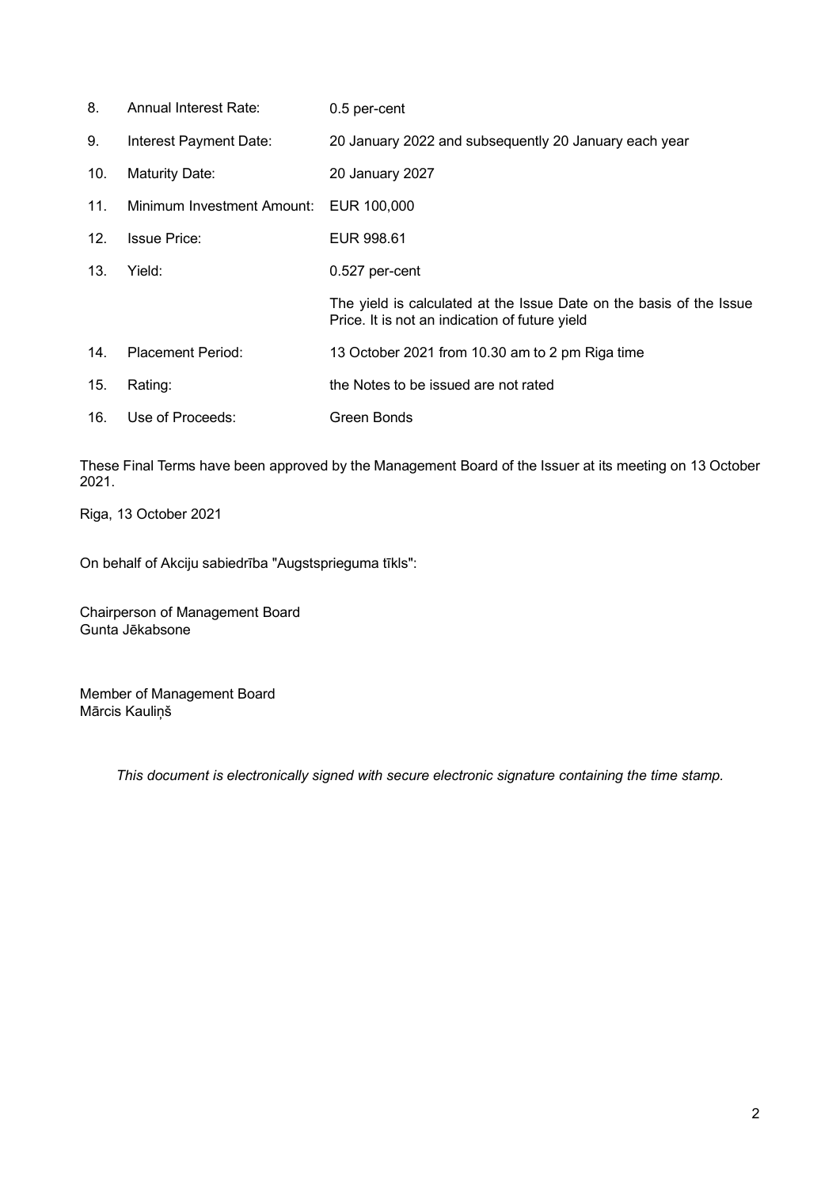| | | |
|---|---|---|
| 8. | Annual Interest Rate: | 0.5 per-cent |
| 9. | Interest Payment Date: | 20 January 2022 and subsequently 20 January each year |
| 10. | Maturity Date: | 20 January 2027 |
| 11. | Minimum Investment Amount: | EUR 100,000 |
| 12. | Issue Price: | EUR 998.61 |
| 13. | Yield: | 0.527 per-cent<br><br>The yield is calculated at the Issue Date on the basis of the Issue Price. It is not an indication of future yield |
| 14. | Placement Period: | 13 October 2021 from 10.30 am to 2 pm Riga time |
| 15. | Rating: | the Notes to be issued are not rated |
| 16. | Use of Proceeds: | Green Bonds |

These Final Terms have been approved by the Management Board of the Issuer at its meeting on 13 October 2021.

Riga, 13 October 2021

On behalf of Akciju sabiedrība "Augstsprieguma tīkls":

Chairperson of Management Board
Gunta Jēkabsone

Member of Management Board
Mārcis Kauliņš

*This document is electronically signed with secure electronic signature containing the time stamp.*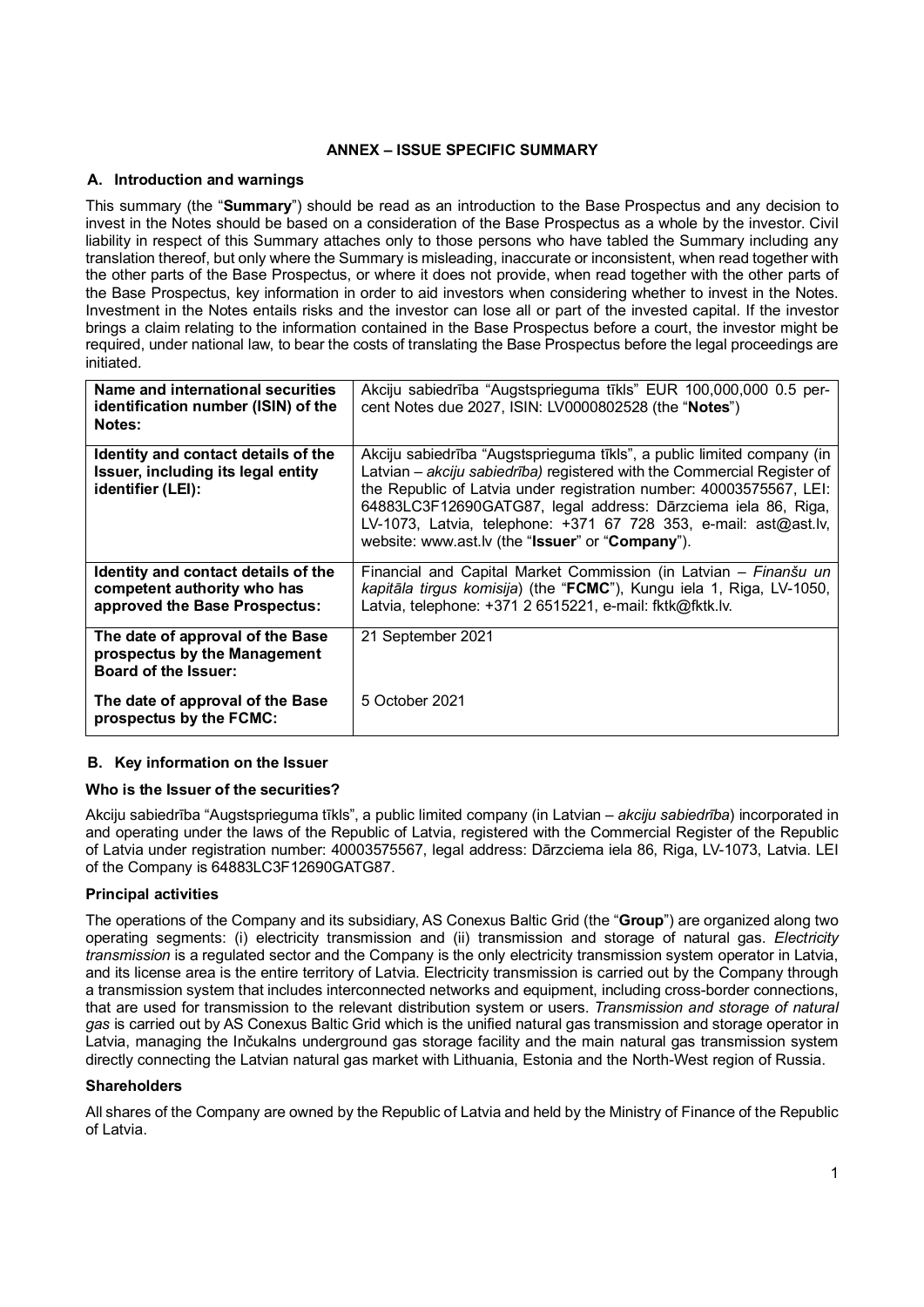**ANNEX – ISSUE SPECIFIC SUMMARY**

## A. Introduction and warnings

This summary (the "**Summary**") should be read as an introduction to the Base Prospectus and any decision to invest in the Notes should be based on a consideration of the Base Prospectus as a whole by the investor. Civil liability in respect of this Summary attaches only to those persons who have tabled the Summary including any translation thereof, but only where the Summary is misleading, inaccurate or inconsistent, when read together with the other parts of the Base Prospectus, or where it does not provide, when read together with the other parts of the Base Prospectus, key information in order to aid investors when considering whether to invest in the Notes. Investment in the Notes entails risks and the investor can lose all or part of the invested capital. If the investor brings a claim relating to the information contained in the Base Prospectus before a court, the investor might be required, under national law, to bear the costs of translating the Base Prospectus before the legal proceedings are initiated.

| | |
|---|---|
| **Name and international securities identification number (ISIN) of the Notes:** | Akciju sabiedrība "Augstsprieguma tīkls" EUR 100,000,000 0.5 per-cent Notes due 2027, ISIN: LV0000802528 (the "**Notes**") |
| **Identity and contact details of the Issuer, including its legal entity identifier (LEI):** | Akciju sabiedrība "Augstsprieguma tīkls", a public limited company (in Latvian – *akciju sabiedrība)* registered with the Commercial Register of the Republic of Latvia under registration number: 40003575567, LEI: 64883LC3F12690GATG87, legal address: Dārzciema iela 86, Riga, LV-1073, Latvia, telephone: +371 67 728 353, e-mail: ast@ast.lv, website: www.ast.lv (the "**Issuer**" or "**Company**"). |
| **Identity and contact details of the competent authority who has approved the Base Prospectus:** | Financial and Capital Market Commission (in Latvian – *Finanšu un kapitāla tirgus komisija*) (the "**FCMC**"), Kungu iela 1, Riga, LV-1050, Latvia, telephone: +371 2 6515221, e-mail: fktk@fktk.lv. |
| **The date of approval of the Base prospectus by the Management Board of the Issuer:** | 21 September 2021 |
| **The date of approval of the Base prospectus by the FCMC:** | 5 October 2021 |

## B. Key information on the Issuer

### Who is the Issuer of the securities?

Akciju sabiedrība "Augstsprieguma tīkls", a public limited company (in Latvian – *akciju sabiedrība*) incorporated in and operating under the laws of the Republic of Latvia, registered with the Commercial Register of the Republic of Latvia under registration number: 40003575567, legal address: Dārzciema iela 86, Riga, LV-1073, Latvia. LEI of the Company is 64883LC3F12690GATG87.

### Principal activities

The operations of the Company and its subsidiary, AS Conexus Baltic Grid (the "**Group**") are organized along two operating segments: (i) electricity transmission and (ii) transmission and storage of natural gas. *Electricity transmission* is a regulated sector and the Company is the only electricity transmission system operator in Latvia, and its license area is the entire territory of Latvia. Electricity transmission is carried out by the Company through a transmission system that includes interconnected networks and equipment, including cross-border connections, that are used for transmission to the relevant distribution system or users. *Transmission and storage of natural gas* is carried out by AS Conexus Baltic Grid which is the unified natural gas transmission and storage operator in Latvia, managing the Inčukalns underground gas storage facility and the main natural gas transmission system directly connecting the Latvian natural gas market with Lithuania, Estonia and the North-West region of Russia.

### Shareholders

All shares of the Company are owned by the Republic of Latvia and held by the Ministry of Finance of the Republic of Latvia.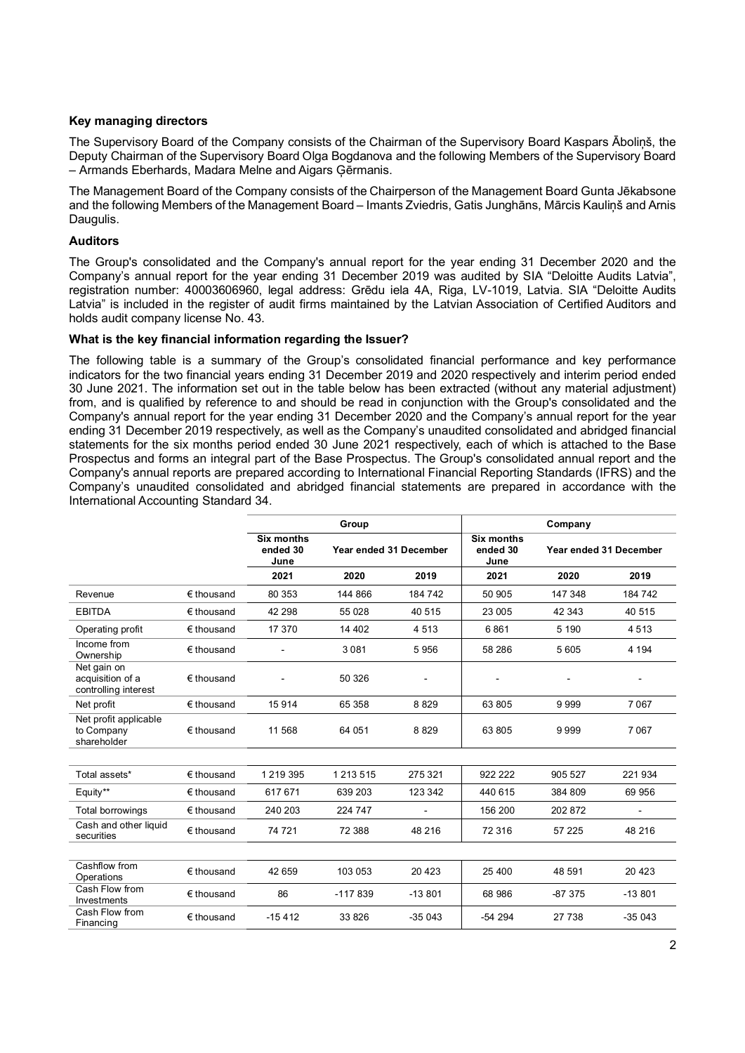**Key managing directors**

The Supervisory Board of the Company consists of the Chairman of the Supervisory Board Kaspars Āboliņš, the Deputy Chairman of the Supervisory Board Olga Bogdanova and the following Members of the Supervisory Board – Armands Eberhards, Madara Melne and Aigars Ģērmanis.

The Management Board of the Company consists of the Chairperson of the Management Board Gunta Jēkabsone and the following Members of the Management Board – Imants Zviedris, Gatis Junghāns, Mārcis Kauliņš and Arnis Daugulis.

**Auditors**

The Group's consolidated and the Company's annual report for the year ending 31 December 2020 and the Company's annual report for the year ending 31 December 2019 was audited by SIA "Deloitte Audits Latvia", registration number: 40003606960, legal address: Grēdu iela 4A, Riga, LV-1019, Latvia. SIA "Deloitte Audits Latvia" is included in the register of audit firms maintained by the Latvian Association of Certified Auditors and holds audit company license No. 43.

**What is the key financial information regarding the Issuer?**

The following table is a summary of the Group's consolidated financial performance and key performance indicators for the two financial years ending 31 December 2019 and 2020 respectively and interim period ended 30 June 2021. The information set out in the table below has been extracted (without any material adjustment) from, and is qualified by reference to and should be read in conjunction with the Group's consolidated and the Company's annual report for the year ending 31 December 2020 and the Company's annual report for the year ending 31 December 2019 respectively, as well as the Company's unaudited consolidated and abridged financial statements for the six months period ended 30 June 2021 respectively, each of which is attached to the Base Prospectus and forms an integral part of the Base Prospectus. The Group's consolidated annual report and the Company's annual reports are prepared according to International Financial Reporting Standards (IFRS) and the Company's unaudited consolidated and abridged financial statements are prepared in accordance with the International Accounting Standard 34.

| | | Group | | | Company | | |
|---|---|---|---|---|---|---|---|
| | | Six months ended 30 June | Year ended 31 December | | Six months ended 30 June | Year ended 31 December | |
| | | 2021 | 2020 | 2019 | 2021 | 2020 | 2019 |
| Revenue | € thousand | 80 353 | 144 866 | 184 742 | 50 905 | 147 348 | 184 742 |
| EBITDA | € thousand | 42 298 | 55 028 | 40 515 | 23 005 | 42 343 | 40 515 |
| Operating profit | € thousand | 17 370 | 14 402 | 4 513 | 6 861 | 5 190 | 4 513 |
| Income from Ownership | € thousand | - | 3 081 | 5 956 | 58 286 | 5 605 | 4 194 |
| Net gain on acquisition of a controlling interest | € thousand | - | 50 326 | - | - | - | - |
| Net profit | € thousand | 15 914 | 65 358 | 8 829 | 63 805 | 9 999 | 7 067 |
| Net profit applicable to Company shareholder | € thousand | 11 568 | 64 051 | 8 829 | 63 805 | 9 999 | 7 067 |
| | | | | | | | |
| Total assets* | € thousand | 1 219 395 | 1 213 515 | 275 321 | 922 222 | 905 527 | 221 934 |
| Equity** | € thousand | 617 671 | 639 203 | 123 342 | 440 615 | 384 809 | 69 956 |
| Total borrowings | € thousand | 240 203 | 224 747 | - | 156 200 | 202 872 | - |
| Cash and other liquid securities | € thousand | 74 721 | 72 388 | 48 216 | 72 316 | 57 225 | 48 216 |
| | | | | | | | |
| Cashflow from Operations | € thousand | 42 659 | 103 053 | 20 423 | 25 400 | 48 591 | 20 423 |
| Cash Flow from Investments | € thousand | 86 | -117 839 | -13 801 | 68 986 | -87 375 | -13 801 |
| Cash Flow from Financing | € thousand | -15 412 | 33 826 | -35 043 | -54 294 | 27 738 | -35 043 |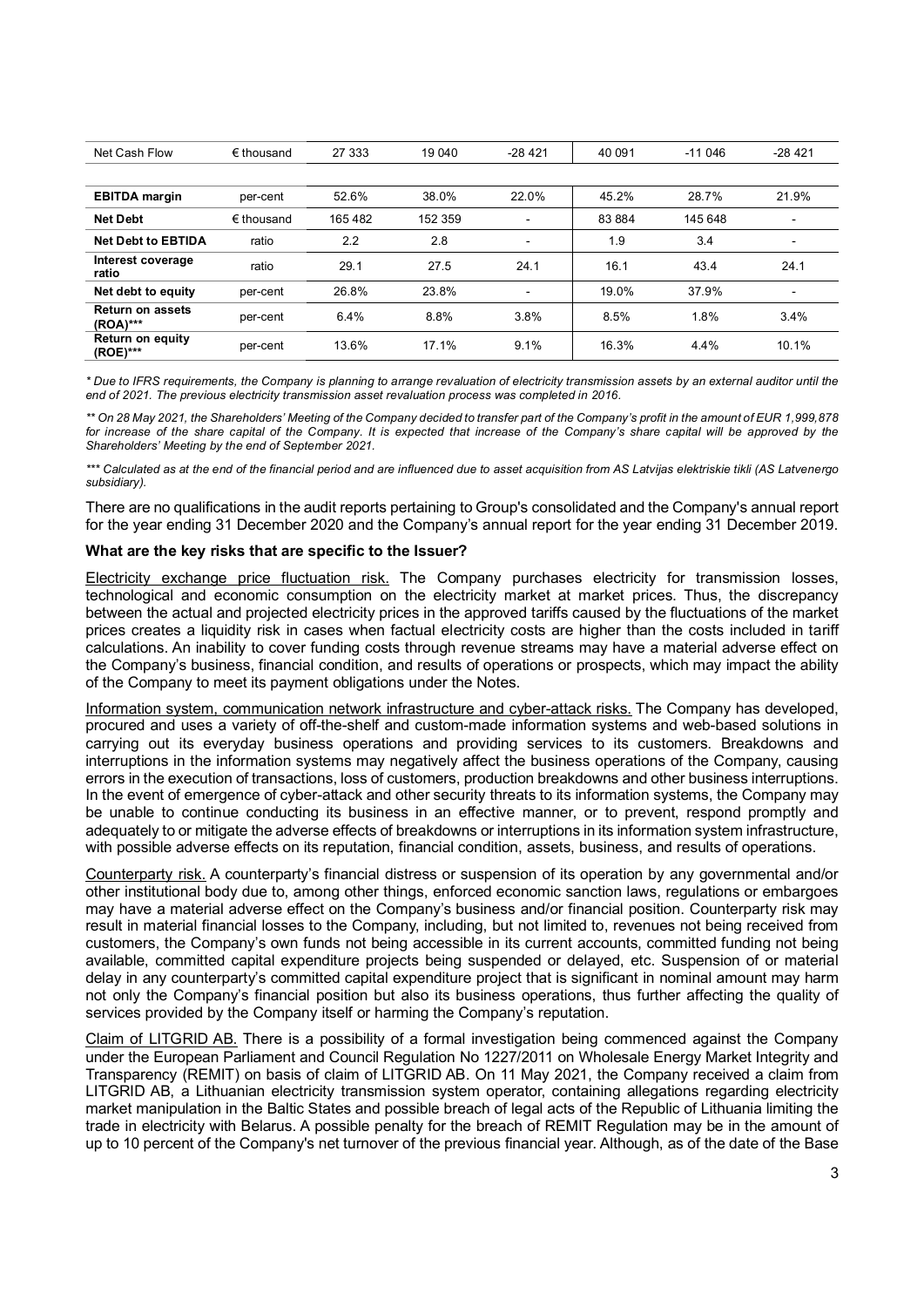| Net Cash Flow | € thousand | 27 333 | 19 040 | -28 421 | 40 091 | -11 046 | -28 421 |
|---|---|---|---|---|---|---|---|
| | | | | | | | |
| **EBITDA margin** | per-cent | 52.6% | 38.0% | 22.0% | 45.2% | 28.7% | 21.9% |
| **Net Debt** | € thousand | 165 482 | 152 359 | - | 83 884 | 145 648 | - |
| **Net Debt to EBTIDA** | ratio | 2.2 | 2.8 | - | 1.9 | 3.4 | - |
| **Interest coverage ratio** | ratio | 29.1 | 27.5 | 24.1 | 16.1 | 43.4 | 24.1 |
| **Net debt to equity** | per-cent | 26.8% | 23.8% | - | 19.0% | 37.9% | - |
| **Return on assets (ROA)*** ** | per-cent | 6.4% | 8.8% | 3.8% | 8.5% | 1.8% | 3.4% |
| **Return on equity (ROE)*** ** | per-cent | 13.6% | 17.1% | 9.1% | 16.3% | 4.4% | 10.1% |

*\* Due to IFRS requirements, the Company is planning to arrange revaluation of electricity transmission assets by an external auditor until the end of 2021. The previous electricity transmission asset revaluation process was completed in 2016.*

*\*\* On 28 May 2021, the Shareholders' Meeting of the Company decided to transfer part of the Company's profit in the amount of EUR 1,999,878 for increase of the share capital of the Company. It is expected that increase of the Company's share capital will be approved by the Shareholders' Meeting by the end of September 2021.*

*\*\*\* Calculated as at the end of the financial period and are influenced due to asset acquisition from AS Latvijas elektriskie tikli (AS Latvenergo subsidiary).*

There are no qualifications in the audit reports pertaining to Group's consolidated and the Company's annual report for the year ending 31 December 2020 and the Company's annual report for the year ending 31 December 2019.

**What are the key risks that are specific to the Issuer?**

Electricity exchange price fluctuation risk. The Company purchases electricity for transmission losses, technological and economic consumption on the electricity market at market prices. Thus, the discrepancy between the actual and projected electricity prices in the approved tariffs caused by the fluctuations of the market prices creates a liquidity risk in cases when factual electricity costs are higher than the costs included in tariff calculations. An inability to cover funding costs through revenue streams may have a material adverse effect on the Company's business, financial condition, and results of operations or prospects, which may impact the ability of the Company to meet its payment obligations under the Notes.

Information system, communication network infrastructure and cyber-attack risks. The Company has developed, procured and uses a variety of off-the-shelf and custom-made information systems and web-based solutions in carrying out its everyday business operations and providing services to its customers. Breakdowns and interruptions in the information systems may negatively affect the business operations of the Company, causing errors in the execution of transactions, loss of customers, production breakdowns and other business interruptions. In the event of emergence of cyber-attack and other security threats to its information systems, the Company may be unable to continue conducting its business in an effective manner, or to prevent, respond promptly and adequately to or mitigate the adverse effects of breakdowns or interruptions in its information system infrastructure, with possible adverse effects on its reputation, financial condition, assets, business, and results of operations.

Counterparty risk. A counterparty's financial distress or suspension of its operation by any governmental and/or other institutional body due to, among other things, enforced economic sanction laws, regulations or embargoes may have a material adverse effect on the Company's business and/or financial position. Counterparty risk may result in material financial losses to the Company, including, but not limited to, revenues not being received from customers, the Company's own funds not being accessible in its current accounts, committed funding not being available, committed capital expenditure projects being suspended or delayed, etc. Suspension of or material delay in any counterparty's committed capital expenditure project that is significant in nominal amount may harm not only the Company's financial position but also its business operations, thus further affecting the quality of services provided by the Company itself or harming the Company's reputation.

Claim of LITGRID AB. There is a possibility of a formal investigation being commenced against the Company under the European Parliament and Council Regulation No 1227/2011 on Wholesale Energy Market Integrity and Transparency (REMIT) on basis of claim of LITGRID AB. On 11 May 2021, the Company received a claim from LITGRID AB, a Lithuanian electricity transmission system operator, containing allegations regarding electricity market manipulation in the Baltic States and possible breach of legal acts of the Republic of Lithuania limiting the trade in electricity with Belarus. A possible penalty for the breach of REMIT Regulation may be in the amount of up to 10 percent of the Company's net turnover of the previous financial year. Although, as of the date of the Base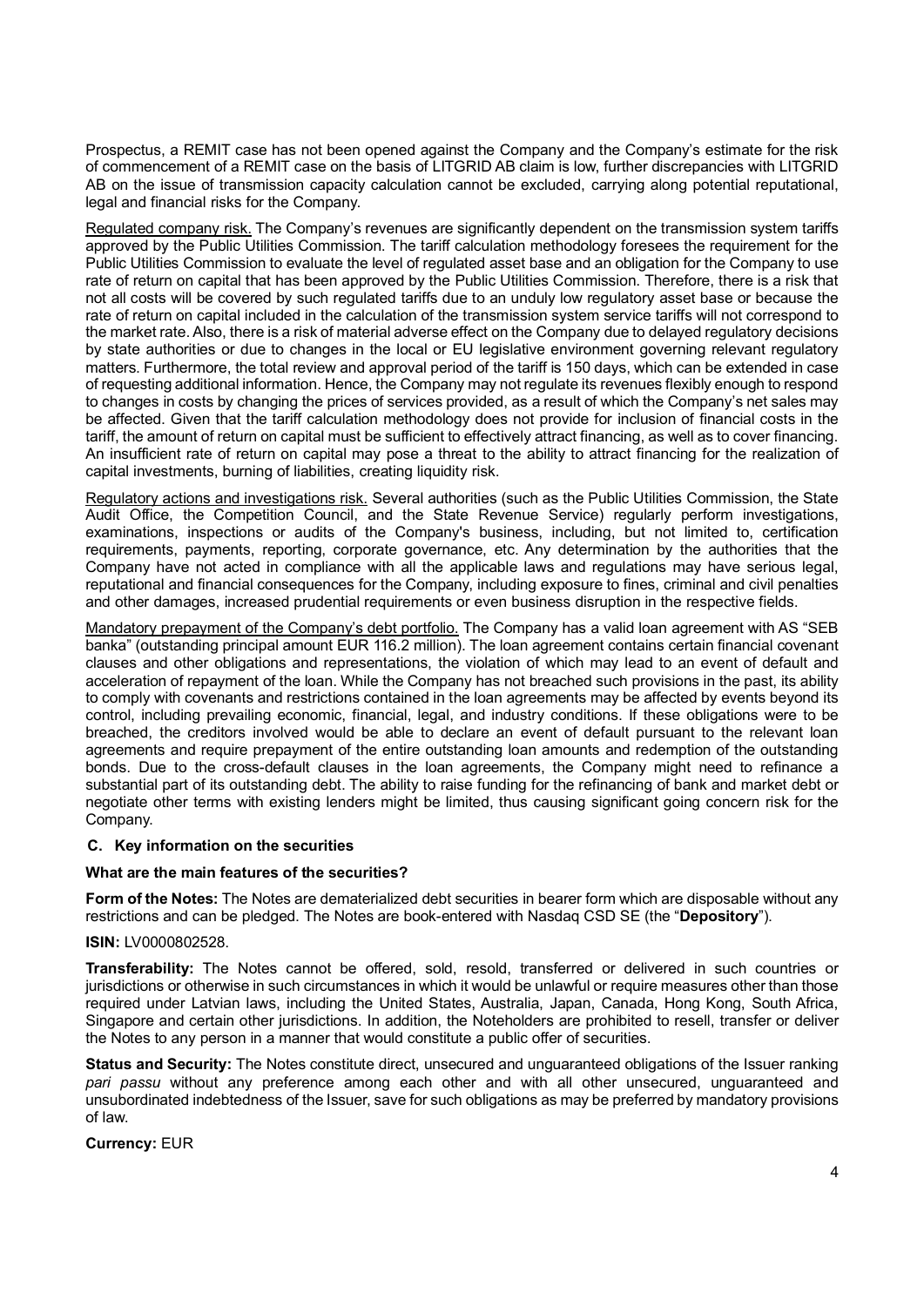Prospectus, a REMIT case has not been opened against the Company and the Company's estimate for the risk of commencement of a REMIT case on the basis of LITGRID AB claim is low, further discrepancies with LITGRID AB on the issue of transmission capacity calculation cannot be excluded, carrying along potential reputational, legal and financial risks for the Company.

Regulated company risk. The Company's revenues are significantly dependent on the transmission system tariffs approved by the Public Utilities Commission. The tariff calculation methodology foresees the requirement for the Public Utilities Commission to evaluate the level of regulated asset base and an obligation for the Company to use rate of return on capital that has been approved by the Public Utilities Commission. Therefore, there is a risk that not all costs will be covered by such regulated tariffs due to an unduly low regulatory asset base or because the rate of return on capital included in the calculation of the transmission system service tariffs will not correspond to the market rate. Also, there is a risk of material adverse effect on the Company due to delayed regulatory decisions by state authorities or due to changes in the local or EU legislative environment governing relevant regulatory matters. Furthermore, the total review and approval period of the tariff is 150 days, which can be extended in case of requesting additional information. Hence, the Company may not regulate its revenues flexibly enough to respond to changes in costs by changing the prices of services provided, as a result of which the Company's net sales may be affected. Given that the tariff calculation methodology does not provide for inclusion of financial costs in the tariff, the amount of return on capital must be sufficient to effectively attract financing, as well as to cover financing. An insufficient rate of return on capital may pose a threat to the ability to attract financing for the realization of capital investments, burning of liabilities, creating liquidity risk.

Regulatory actions and investigations risk. Several authorities (such as the Public Utilities Commission, the State Audit Office, the Competition Council, and the State Revenue Service) regularly perform investigations, examinations, inspections or audits of the Company's business, including, but not limited to, certification requirements, payments, reporting, corporate governance, etc. Any determination by the authorities that the Company have not acted in compliance with all the applicable laws and regulations may have serious legal, reputational and financial consequences for the Company, including exposure to fines, criminal and civil penalties and other damages, increased prudential requirements or even business disruption in the respective fields.

Mandatory prepayment of the Company's debt portfolio. The Company has a valid loan agreement with AS "SEB banka" (outstanding principal amount EUR 116.2 million). The loan agreement contains certain financial covenant clauses and other obligations and representations, the violation of which may lead to an event of default and acceleration of repayment of the loan. While the Company has not breached such provisions in the past, its ability to comply with covenants and restrictions contained in the loan agreements may be affected by events beyond its control, including prevailing economic, financial, legal, and industry conditions. If these obligations were to be breached, the creditors involved would be able to declare an event of default pursuant to the relevant loan agreements and require prepayment of the entire outstanding loan amounts and redemption of the outstanding bonds. Due to the cross-default clauses in the loan agreements, the Company might need to refinance a substantial part of its outstanding debt. The ability to raise funding for the refinancing of bank and market debt or negotiate other terms with existing lenders might be limited, thus causing significant going concern risk for the Company.

### C. Key information on the securities

**What are the main features of the securities?**

**Form of the Notes:** The Notes are dematerialized debt securities in bearer form which are disposable without any restrictions and can be pledged. The Notes are book-entered with Nasdaq CSD SE (the "**Depository**").

**ISIN:** LV0000802528.

**Transferability:** The Notes cannot be offered, sold, resold, transferred or delivered in such countries or jurisdictions or otherwise in such circumstances in which it would be unlawful or require measures other than those required under Latvian laws, including the United States, Australia, Japan, Canada, Hong Kong, South Africa, Singapore and certain other jurisdictions. In addition, the Noteholders are prohibited to resell, transfer or deliver the Notes to any person in a manner that would constitute a public offer of securities.

**Status and Security:** The Notes constitute direct, unsecured and unguaranteed obligations of the Issuer ranking *pari passu* without any preference among each other and with all other unsecured, unguaranteed and unsubordinated indebtedness of the Issuer, save for such obligations as may be preferred by mandatory provisions of law.

**Currency:** EUR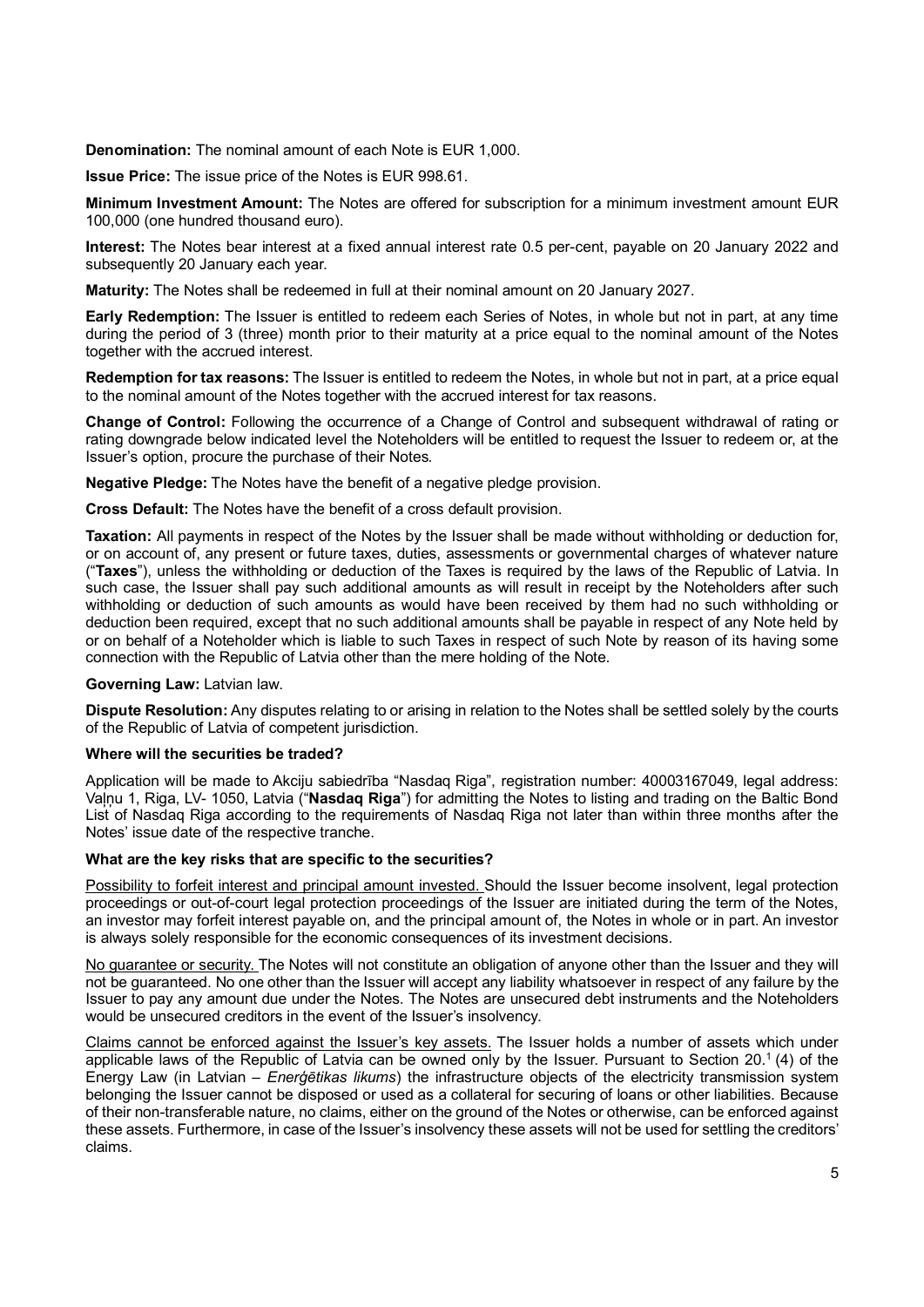**Denomination:** The nominal amount of each Note is EUR 1,000.

**Issue Price:** The issue price of the Notes is EUR 998.61.

**Minimum Investment Amount:** The Notes are offered for subscription for a minimum investment amount EUR 100,000 (one hundred thousand euro).

**Interest:** The Notes bear interest at a fixed annual interest rate 0.5 per-cent, payable on 20 January 2022 and subsequently 20 January each year.

**Maturity:** The Notes shall be redeemed in full at their nominal amount on 20 January 2027.

**Early Redemption:** The Issuer is entitled to redeem each Series of Notes, in whole but not in part, at any time during the period of 3 (three) month prior to their maturity at a price equal to the nominal amount of the Notes together with the accrued interest.

**Redemption for tax reasons:** The Issuer is entitled to redeem the Notes, in whole but not in part, at a price equal to the nominal amount of the Notes together with the accrued interest for tax reasons.

**Change of Control:** Following the occurrence of a Change of Control and subsequent withdrawal of rating or rating downgrade below indicated level the Noteholders will be entitled to request the Issuer to redeem or, at the Issuer's option, procure the purchase of their Notes.

**Negative Pledge:** The Notes have the benefit of a negative pledge provision.

**Cross Default:** The Notes have the benefit of a cross default provision.

**Taxation:** All payments in respect of the Notes by the Issuer shall be made without withholding or deduction for, or on account of, any present or future taxes, duties, assessments or governmental charges of whatever nature ("**Taxes**"), unless the withholding or deduction of the Taxes is required by the laws of the Republic of Latvia. In such case, the Issuer shall pay such additional amounts as will result in receipt by the Noteholders after such withholding or deduction of such amounts as would have been received by them had no such withholding or deduction been required, except that no such additional amounts shall be payable in respect of any Note held by or on behalf of a Noteholder which is liable to such Taxes in respect of such Note by reason of its having some connection with the Republic of Latvia other than the mere holding of the Note.

**Governing Law:** Latvian law.

**Dispute Resolution:** Any disputes relating to or arising in relation to the Notes shall be settled solely by the courts of the Republic of Latvia of competent jurisdiction.

**Where will the securities be traded?**

Application will be made to Akciju sabiedrība "Nasdaq Riga", registration number: 40003167049, legal address: Vaļņu 1, Riga, LV- 1050, Latvia ("**Nasdaq Riga**") for admitting the Notes to listing and trading on the Baltic Bond List of Nasdaq Riga according to the requirements of Nasdaq Riga not later than within three months after the Notes' issue date of the respective tranche.

**What are the key risks that are specific to the securities?**

Possibility to forfeit interest and principal amount invested. Should the Issuer become insolvent, legal protection proceedings or out-of-court legal protection proceedings of the Issuer are initiated during the term of the Notes, an investor may forfeit interest payable on, and the principal amount of, the Notes in whole or in part. An investor is always solely responsible for the economic consequences of its investment decisions.

No guarantee or security. The Notes will not constitute an obligation of anyone other than the Issuer and they will not be guaranteed. No one other than the Issuer will accept any liability whatsoever in respect of any failure by the Issuer to pay any amount due under the Notes. The Notes are unsecured debt instruments and the Noteholders would be unsecured creditors in the event of the Issuer's insolvency.

Claims cannot be enforced against the Issuer's key assets. The Issuer holds a number of assets which under applicable laws of the Republic of Latvia can be owned only by the Issuer. Pursuant to Section 20.[1] (4) of the Energy Law (in Latvian – *Enerģētikas likums*) the infrastructure objects of the electricity transmission system belonging the Issuer cannot be disposed or used as a collateral for securing of loans or other liabilities. Because of their non-transferable nature, no claims, either on the ground of the Notes or otherwise, can be enforced against these assets. Furthermore, in case of the Issuer's insolvency these assets will not be used for settling the creditors' claims.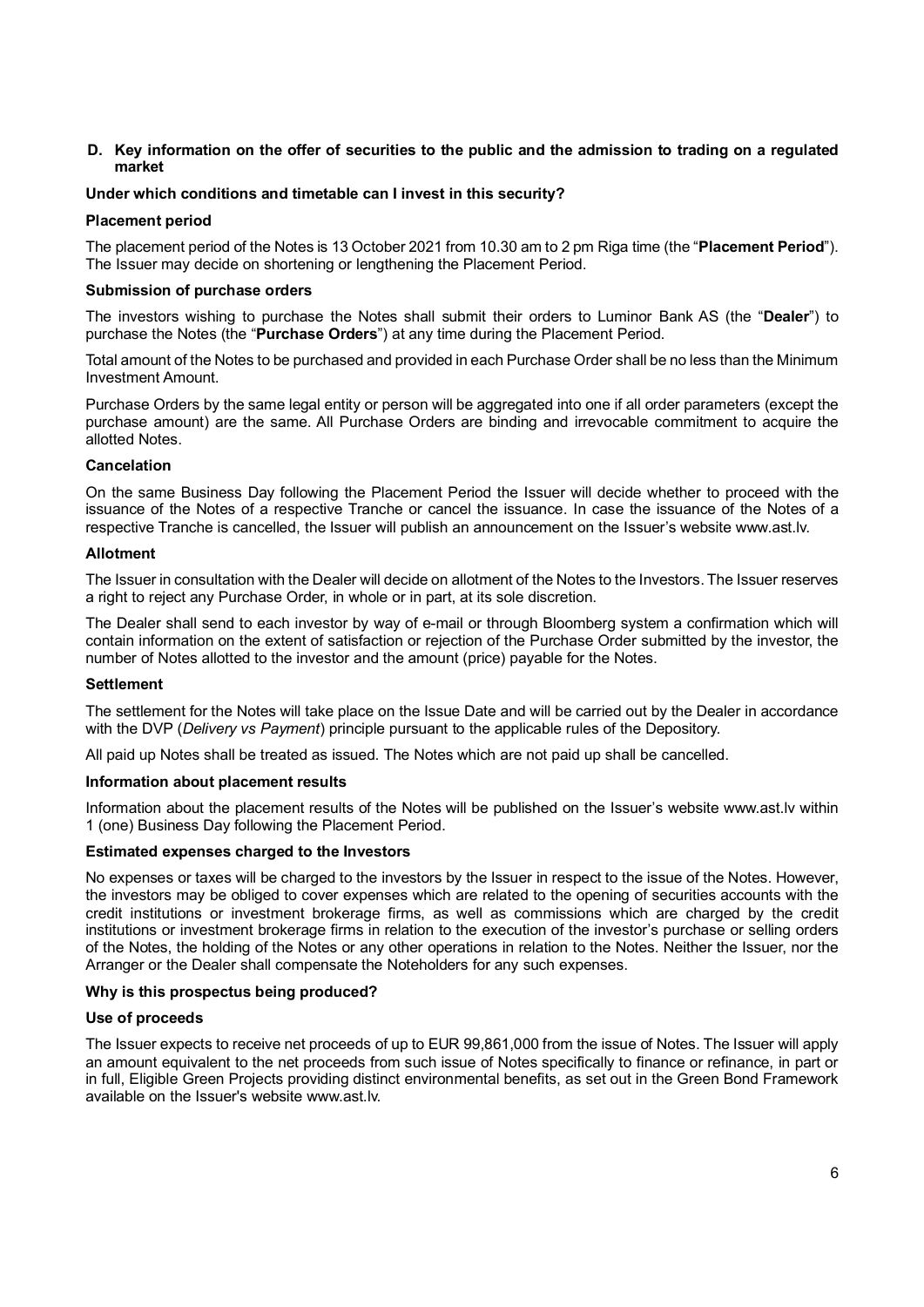## D. Key information on the offer of securities to the public and the admission to trading on a regulated market

### Under which conditions and timetable can I invest in this security?

#### Placement period

The placement period of the Notes is 13 October 2021 from 10.30 am to 2 pm Riga time (the "**Placement Period**"). The Issuer may decide on shortening or lengthening the Placement Period.

#### Submission of purchase orders

The investors wishing to purchase the Notes shall submit their orders to Luminor Bank AS (the "**Dealer**") to purchase the Notes (the "**Purchase Orders**") at any time during the Placement Period.

Total amount of the Notes to be purchased and provided in each Purchase Order shall be no less than the Minimum Investment Amount.

Purchase Orders by the same legal entity or person will be aggregated into one if all order parameters (except the purchase amount) are the same. All Purchase Orders are binding and irrevocable commitment to acquire the allotted Notes.

#### Cancelation

On the same Business Day following the Placement Period the Issuer will decide whether to proceed with the issuance of the Notes of a respective Tranche or cancel the issuance. In case the issuance of the Notes of a respective Tranche is cancelled, the Issuer will publish an announcement on the Issuer's website www.ast.lv.

#### Allotment

The Issuer in consultation with the Dealer will decide on allotment of the Notes to the Investors. The Issuer reserves a right to reject any Purchase Order, in whole or in part, at its sole discretion.

The Dealer shall send to each investor by way of e-mail or through Bloomberg system a confirmation which will contain information on the extent of satisfaction or rejection of the Purchase Order submitted by the investor, the number of Notes allotted to the investor and the amount (price) payable for the Notes.

#### Settlement

The settlement for the Notes will take place on the Issue Date and will be carried out by the Dealer in accordance with the DVP (*Delivery vs Payment*) principle pursuant to the applicable rules of the Depository.

All paid up Notes shall be treated as issued. The Notes which are not paid up shall be cancelled.

#### Information about placement results

Information about the placement results of the Notes will be published on the Issuer's website www.ast.lv within 1 (one) Business Day following the Placement Period.

#### Estimated expenses charged to the Investors

No expenses or taxes will be charged to the investors by the Issuer in respect to the issue of the Notes. However, the investors may be obliged to cover expenses which are related to the opening of securities accounts with the credit institutions or investment brokerage firms, as well as commissions which are charged by the credit institutions or investment brokerage firms in relation to the execution of the investor's purchase or selling orders of the Notes, the holding of the Notes or any other operations in relation to the Notes. Neither the Issuer, nor the Arranger or the Dealer shall compensate the Noteholders for any such expenses.

### Why is this prospectus being produced?

#### Use of proceeds

The Issuer expects to receive net proceeds of up to EUR 99,861,000 from the issue of Notes. The Issuer will apply an amount equivalent to the net proceeds from such issue of Notes specifically to finance or refinance, in part or in full, Eligible Green Projects providing distinct environmental benefits, as set out in the Green Bond Framework available on the Issuer's website www.ast.lv.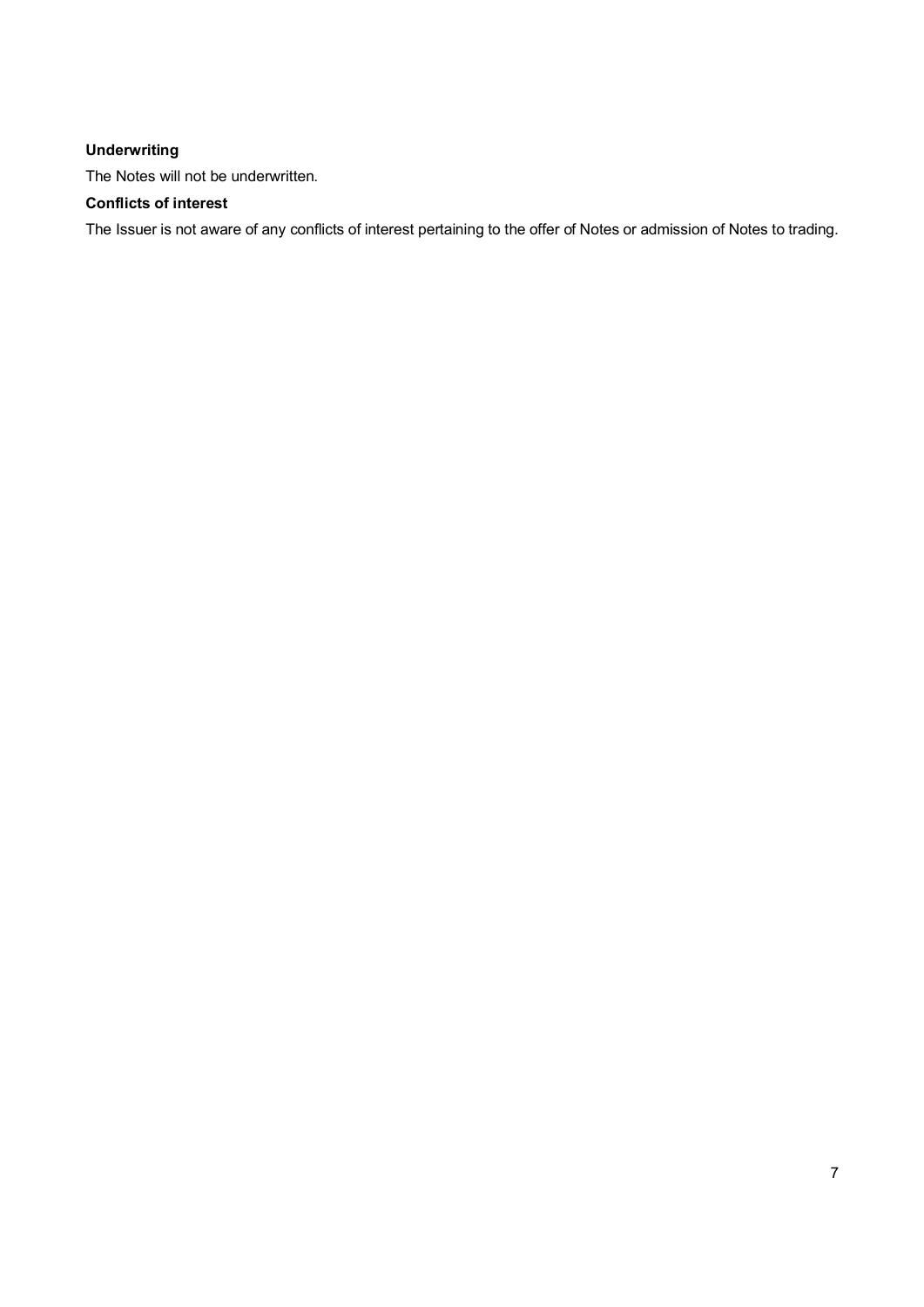**Underwriting**

The Notes will not be underwritten.

**Conflicts of interest**

The Issuer is not aware of any conflicts of interest pertaining to the offer of Notes or admission of Notes to trading.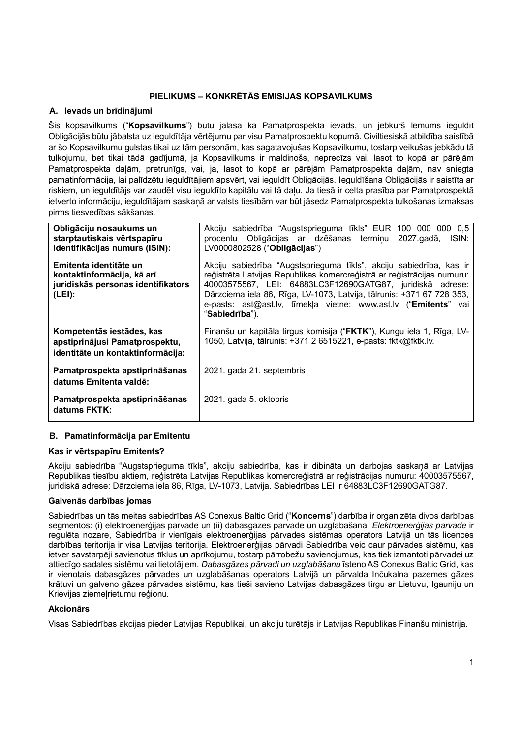# PIELIKUMS – KONKRĒTĀS EMISIJAS KOPSAVILKUMS

## A. Ievads un brīdinājumi

Šis kopsavilkums ("**Kopsavilkums**") būtu jālasa kā Pamatprospekta ievads, un jebkurš lēmums ieguldīt Obligācijās būtu jābalsta uz ieguldītāja vērtējumu par visu Pamatprospektu kopumā. Civiltiesiskā atbildība saistībā ar šo Kopsavilkumu gulstas tikai uz tām personām, kas sagatavojušas Kopsavilkumu, tostarp veikušas jebkādu tā tulkojumu, bet tikai tādā gadījumā, ja Kopsavilkums ir maldinošs, neprecīzs vai, lasot to kopā ar pārējām Pamatprospekta daļām, pretrunīgs, vai, ja, lasot to kopā ar pārējām Pamatprospekta daļām, nav sniegta pamatinformācija, lai palīdzētu ieguldītājiem apsvērt, vai ieguldīt Obligācijās. Ieguldīšana Obligācijās ir saistīta ar riskiem, un ieguldītājs var zaudēt visu ieguldīto kapitālu vai tā daļu. Ja tiesā ir celta prasība par Pamatprospektā ietverto informāciju, ieguldītājam saskaņā ar valsts tiesībām var būt jāsedz Pamatprospekta tulkošanas izmaksas pirms tiesvedības sākšanas.

| | |
|---|---|
| **Obligāciju nosaukums un starptautiskais vērtspapīru identifikācijas numurs (ISIN):** | Akciju sabiedrība "Augstsprieguma tīkls" EUR 100 000 000 0,5 procentu Obligācijas ar dzēšanas termiņu 2027.gadā, ISIN: LV0000802528 ("**Obligācijas**") |
| **Emitenta identitāte un kontaktinformācija, kā arī juridiskās personas identifikators (LEI):** | Akciju sabiedrība "Augstsprieguma tīkls", akciju sabiedrība, kas ir reģistrēta Latvijas Republikas komercreģistrā ar reģistrācijas numuru: 40003575567, LEI: 64883LC3F12690GATG87, juridiskā adrese: Dārzciema iela 86, Rīga, LV-1073, Latvija, tālrunis: +371 67 728 353, e-pasts: ast@ast.lv, tīmekļa vietne: www.ast.lv ("**Emitents**" vai "**Sabiedrība**"). |
| **Kompetentās iestādes, kas apstiprinājusi Pamatprospektu, identitāte un kontaktinformācija:** | Finanšu un kapitāla tirgus komisija ("**FKTK**"), Kungu iela 1, Rīga, LV-1050, Latvija, tālrunis: +371 2 6515221, e-pasts: fktk@fktk.lv. |
| **Pamatprospekta apstiprināšanas datums Emitenta valdē:** | 2021. gada 21. septembris |
| **Pamatprospekta apstiprināšanas datums FKTK:** | 2021. gada 5. oktobris |

## B. Pamatinformācija par Emitentu

### Kas ir vērtspapīru Emitents?

Akciju sabiedrība "Augstsprieguma tīkls", akciju sabiedrība, kas ir dibināta un darbojas saskaņā ar Latvijas Republikas tiesību aktiem, reģistrēta Latvijas Republikas komercreģistrā ar reģistrācijas numuru: 40003575567, juridiskā adrese: Dārzciema iela 86, Rīga, LV-1073, Latvija. Sabiedrības LEI ir 64883LC3F12690GATG87.

### Galvenās darbības jomas

Sabiedrības un tās meitas sabiedrības AS Conexus Baltic Grid ("**Koncerns**") darbība ir organizēta divos darbības segmentos: (i) elektroenerģijas pārvade un (ii) dabasgāzes pārvade un uzglabāšana. *Elektroenerģijas pārvade* ir regulēta nozare, Sabiedrība ir vienīgais elektroenerģijas pārvades sistēmas operators Latvijā un tās licences darbības teritorija ir visa Latvijas teritorija. Elektroenerģijas pārvadi Sabiedrība veic caur pārvades sistēmu, kas ietver savstarpēji savienotus tīklus un aprīkojumu, tostarp pārrobežu savienojumus, kas tiek izmantoti pārvadei uz attiecīgo sadales sistēmu vai lietotājiem. *Dabasgāzes pārvadi un uzglabāšanu* īsteno AS Conexus Baltic Grid, kas ir vienotais dabasgāzes pārvades un uzglabāšanas operators Latvijā un pārvalda Inčukalna pazemes gāzes krātuvi un galveno gāzes pārvades sistēmu, kas tieši savieno Latvijas dabasgāzes tirgu ar Lietuvu, Igauniju un Krievijas ziemeļrietumu reģionu.

### Akcionārs

Visas Sabiedrības akcijas pieder Latvijas Republikai, un akciju turētājs ir Latvijas Republikas Finanšu ministrija.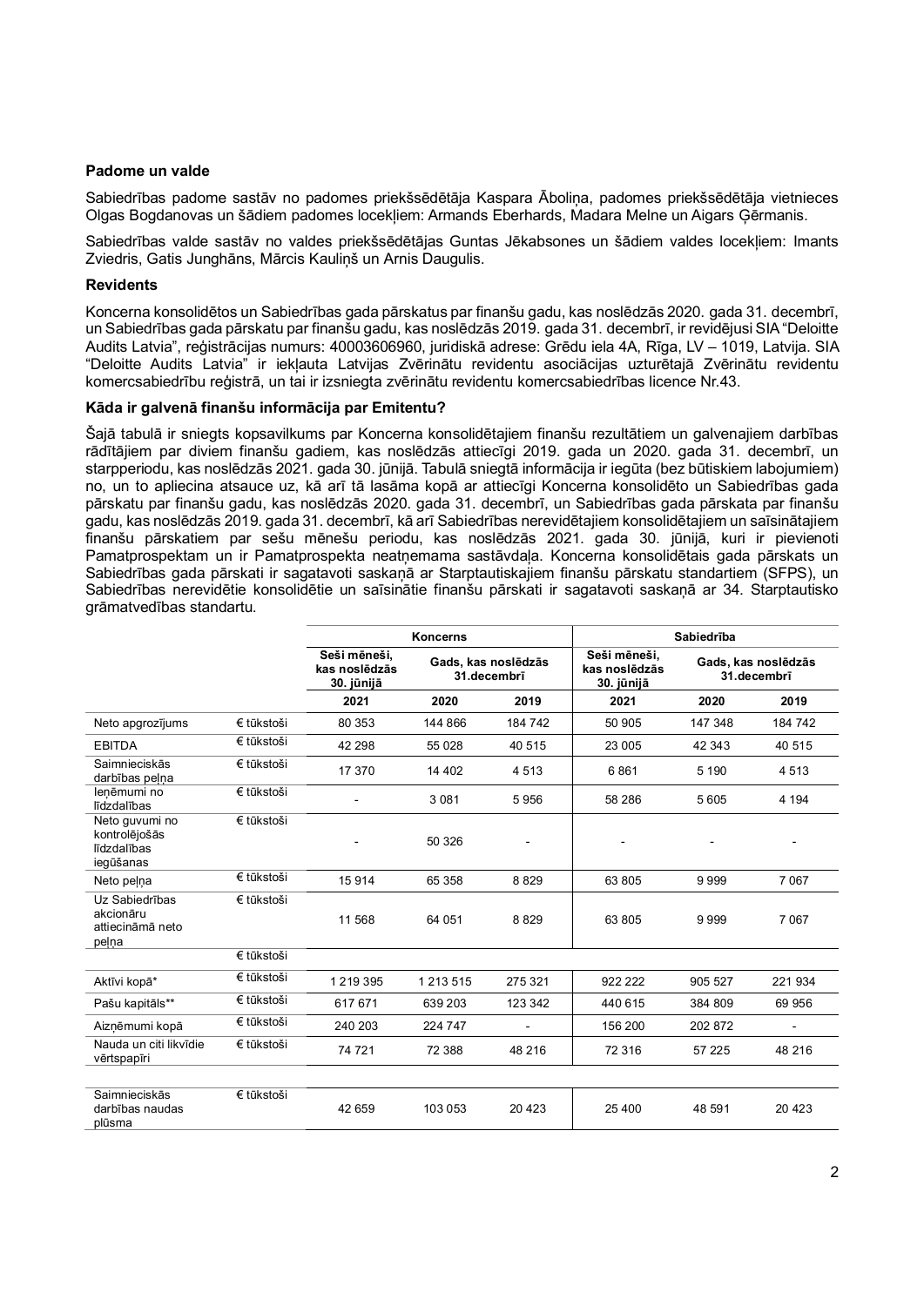**Padome un valde**

Sabiedrības padome sastāv no padomes priekšsēdētāja Kaspara Āboliņa, padomes priekšsēdētāja vietnieces Olgas Bogdanovas un šādiem padomes locekļiem: Armands Eberhards, Madara Melne un Aigars Ģērmanis.

Sabiedrības valde sastāv no valdes priekšsēdētājas Guntas Jēkabsones un šādiem valdes locekļiem: Imants Zviedris, Gatis Junghāns, Mārcis Kauliņš un Arnis Daugulis.

**Revidents**

Koncerna konsolidētos un Sabiedrības gada pārskatus par finanšu gadu, kas noslēdzās 2020. gada 31. decembrī, un Sabiedrības gada pārskatu par finanšu gadu, kas noslēdzās 2019. gada 31. decembrī, ir revidējusi SIA "Deloitte Audits Latvia", reģistrācijas numurs: 40003606960, juridiskā adrese: Grēdu iela 4A, Rīga, LV – 1019, Latvija. SIA "Deloitte Audits Latvia" ir iekļauta Latvijas Zvērinātu revidentu asociācijas uzturētajā Zvērinātu revidentu komercsabiedrību reģistrā, un tai ir izsniegta zvērinātu revidentu komercsabiedrības licence Nr.43.

**Kāda ir galvenā finanšu informācija par Emitentu?**

Šajā tabulā ir sniegts kopsavilkums par Koncerna konsolidētajiem finanšu rezultātiem un galvenajiem darbības rādītājiem par diviem finanšu gadiem, kas noslēdzās attiecīgi 2019. gada un 2020. gada 31. decembrī, un starpperiodu, kas noslēdzās 2021. gada 30. jūnijā. Tabulā sniegtā informācija ir iegūta (bez būtiskiem labojumiem) no, un to apliecina atsauce uz, kā arī tā lasāma kopā ar attiecīgi Koncerna konsolidēto un Sabiedrības gada pārskatu par finanšu gadu, kas noslēdzās 2020. gada 31. decembrī, un Sabiedrības gada pārskata par finanšu gadu, kas noslēdzās 2019. gada 31. decembrī, kā arī Sabiedrības nerevidētajiem konsolidētajiem un saīsinātajiem finanšu pārskatiem par sešu mēnešu periodu, kas noslēdzās 2021. gada 30. jūnijā, kuri ir pievienoti Pamatprospektam un ir Pamatprospekta neatņemama sastāvdaļa. Koncerna konsolidētais gada pārskats un Sabiedrības gada pārskati ir sagatavoti saskaņā ar Starptautiskajiem finanšu pārskatu standartiem (SFPS), un Sabiedrības nerevidētie konsolidētie un saīsinātie finanšu pārskati ir sagatavoti saskaņā ar 34. Starptautisko grāmatvedības standartu.

| | | Koncerns | | | Sabiedrība | | |
|---|---|---|---|---|---|---|---|
| | | Seši mēneši, kas noslēdzās 30. jūnijā | Gads, kas noslēdzās 31.decembrī | | Seši mēneši, kas noslēdzās 30. jūnijā | Gads, kas noslēdzās 31.decembrī | |
| | | 2021 | 2020 | 2019 | 2021 | 2020 | 2019 |
| Neto apgrozījums | € tūkstoši | 80 353 | 144 866 | 184 742 | 50 905 | 147 348 | 184 742 |
| EBITDA | € tūkstoši | 42 298 | 55 028 | 40 515 | 23 005 | 42 343 | 40 515 |
| Saimnieciskās darbības peļņa | € tūkstoši | 17 370 | 14 402 | 4 513 | 6 861 | 5 190 | 4 513 |
| Ieņēmumi no līdzdalības | € tūkstoši | - | 3 081 | 5 956 | 58 286 | 5 605 | 4 194 |
| Neto guvumi no kontrolējošās līdzdalības iegūšanas | € tūkstoši | - | 50 326 | - | - | - | - |
| Neto peļņa | € tūkstoši | 15 914 | 65 358 | 8 829 | 63 805 | 9 999 | 7 067 |
| Uz Sabiedrības akcionāru attiecināmā neto peļņa | € tūkstoši | 11 568 | 64 051 | 8 829 | 63 805 | 9 999 | 7 067 |
| | € tūkstoši | | | | | | |
| Aktīvi kopā* | € tūkstoši | 1 219 395 | 1 213 515 | 275 321 | 922 222 | 905 527 | 221 934 |
| Pašu kapitāls** | € tūkstoši | 617 671 | 639 203 | 123 342 | 440 615 | 384 809 | 69 956 |
| Aizņēmumi kopā | € tūkstoši | 240 203 | 224 747 | - | 156 200 | 202 872 | - |
| Nauda un citi likvīdie vērtspapīri | € tūkstoši | 74 721 | 72 388 | 48 216 | 72 316 | 57 225 | 48 216 |
| | | | | | | | |
| Saimnieciskās darbības naudas plūsma | € tūkstoši | 42 659 | 103 053 | 20 423 | 25 400 | 48 591 | 20 423 |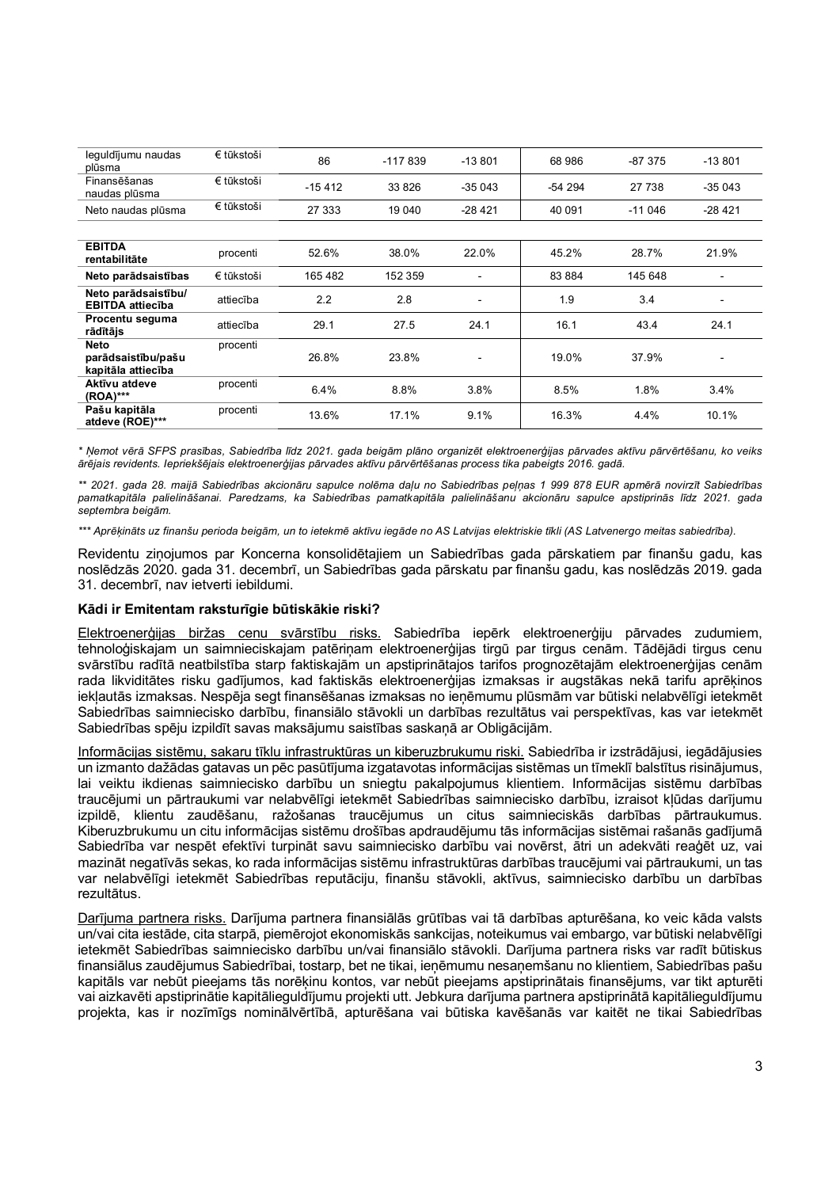| Ieguldījumu naudas plūsma | € tūkstoši | 86 | -117 839 | -13 801 | 68 986 | -87 375 | -13 801 |
|---|---|---|---|---|---|---|---|
| Finansēšanas naudas plūsma | € tūkstoši | -15 412 | 33 826 | -35 043 | -54 294 | 27 738 | -35 043 |
| Neto naudas plūsma | € tūkstoši | 27 333 | 19 040 | -28 421 | 40 091 | -11 046 | -28 421 |
| | | | | | | | |
| **EBITDA rentabilitāte** | procenti | 52.6% | 38.0% | 22.0% | 45.2% | 28.7% | 21.9% |
| **Neto parādsaistības** | € tūkstoši | 165 482 | 152 359 | - | 83 884 | 145 648 | - |
| **Neto parādsaistību/ EBITDA attiecība** | attiecība | 2.2 | 2.8 | - | 1.9 | 3.4 | - |
| **Procentu seguma rādītājs** | attiecība | 29.1 | 27.5 | 24.1 | 16.1 | 43.4 | 24.1 |
| **Neto parādsaistību/pašu kapitāla attiecība** | procenti | 26.8% | 23.8% | - | 19.0% | 37.9% | - |
| **Aktīvu atdeve (ROA)*** ** | procenti | 6.4% | 8.8% | 3.8% | 8.5% | 1.8% | 3.4% |
| **Pašu kapitāla atdeve (ROE)*** ** | procenti | 13.6% | 17.1% | 9.1% | 16.3% | 4.4% | 10.1% |

*\* Ņemot vērā SFPS prasības, Sabiedrība līdz 2021. gada beigām plāno organizēt elektroenerģijas pārvades aktīvu pārvērtēšanu, ko veiks ārējais revidents. Iepriekšējais elektroenerģijas pārvades aktīvu pārvērtēšanas process tika pabeigts 2016. gadā.*

*\*\* 2021. gada 28. maijā Sabiedrības akcionāru sapulce nolēma daļu no Sabiedrības peļņas 1 999 878 EUR apmērā novirzīt Sabiedrības pamatkapitāla palielināšanai. Paredzams, ka Sabiedrības pamatkapitāla palielināšanu akcionāru sapulce apstiprinās līdz 2021. gada septembra beigām.*

*\*\*\* Aprēķināts uz finanšu perioda beigām, un to ietekmē aktīvu iegāde no AS Latvijas elektriskie tīkli (AS Latvenergo meitas sabiedrība).*

Revidentu ziņojumos par Koncerna konsolidētajiem un Sabiedrības gada pārskatiem par finanšu gadu, kas noslēdzās 2020. gada 31. decembrī, un Sabiedrības gada pārskatu par finanšu gadu, kas noslēdzās 2019. gada 31. decembrī, nav ietverti iebildumi.

**Kādi ir Emitentam raksturīgie būtiskākie riski?**

Elektroenerģijas biržas cenu svārstību risks. Sabiedrība iepērk elektroenerģiju pārvades zudumiem, tehnoloģiskajam un saimnieciskajam patēriņam elektroenerģijas tirgū par tirgus cenām. Tādējādi tirgus cenu svārstību radītā neatbilstība starp faktiskajām un apstiprinātajos tarifos prognozētajām elektroenerģijas cenām rada likviditātes risku gadījumos, kad faktiskās elektroenerģijas izmaksas ir augstākas nekā tarifu aprēķinos iekļautās izmaksas. Nespēja segt finansēšanas izmaksas no ieņēmumu plūsmām var būtiski nelabvēlīgi ietekmēt Sabiedrības saimniecisko darbību, finansiālo stāvokli un darbības rezultātus vai perspektīvas, kas var ietekmēt Sabiedrības spēju izpildīt savas maksājumu saistības saskaņā ar Obligācijām.

Informācijas sistēmu, sakaru tīklu infrastruktūras un kiberuzbrukumu riski. Sabiedrība ir izstrādājusi, iegādājusies un izmanto dažādas gatavas un pēc pasūtījuma izgatavotas informācijas sistēmas un tīmeklī balstītus risinājumus, lai veiktu ikdienas saimniecisko darbību un sniegtu pakalpojumus klientiem. Informācijas sistēmu darbības traucējumi un pārtraukumi var nelabvēlīgi ietekmēt Sabiedrības saimniecisko darbību, izraisot kļūdas darījumu izpildē, klientu zaudēšanu, ražošanas traucējumus un citus saimnieciskās darbības pārtraukumus. Kiberuzbrukumu un citu informācijas sistēmu drošības apdraudējumu tās informācijas sistēmai rašanās gadījumā Sabiedrība var nespēt efektīvi turpināt savu saimniecisko darbību vai novērst, ātri un adekvāti reaģēt uz, vai mazināt negatīvās sekas, ko rada informācijas sistēmu infrastruktūras darbības traucējumi vai pārtraukumi, un tas var nelabvēlīgi ietekmēt Sabiedrības reputāciju, finanšu stāvokli, aktīvus, saimniecisko darbību un darbības rezultātus.

Darījuma partnera risks. Darījuma partnera finansiālās grūtības vai tā darbības apturēšana, ko veic kāda valsts un/vai cita iestāde, cita starpā, piemērojot ekonomiskās sankcijas, noteikumus vai embargo, var būtiski nelabvēlīgi ietekmēt Sabiedrības saimniecisko darbību un/vai finansiālo stāvokli. Darījuma partnera risks var radīt būtiskus finansiālus zaudējumus Sabiedrībai, tostarp, bet ne tikai, ieņēmumu nesaņemšanu no klientiem, Sabiedrības pašu kapitāls var nebūt pieejams tās norēķinu kontos, var nebūt pieejams apstiprinātais finansējums, var tikt apturēti vai aizkavēti apstiprinātie kapitālieguldījumu projekti utt. Jebkura darījuma partnera apstiprinātā kapitālieguldījumu projekta, kas ir nozīmīgs nominālvērtībā, apturēšana vai būtiska kavēšanās var kaitēt ne tikai Sabiedrības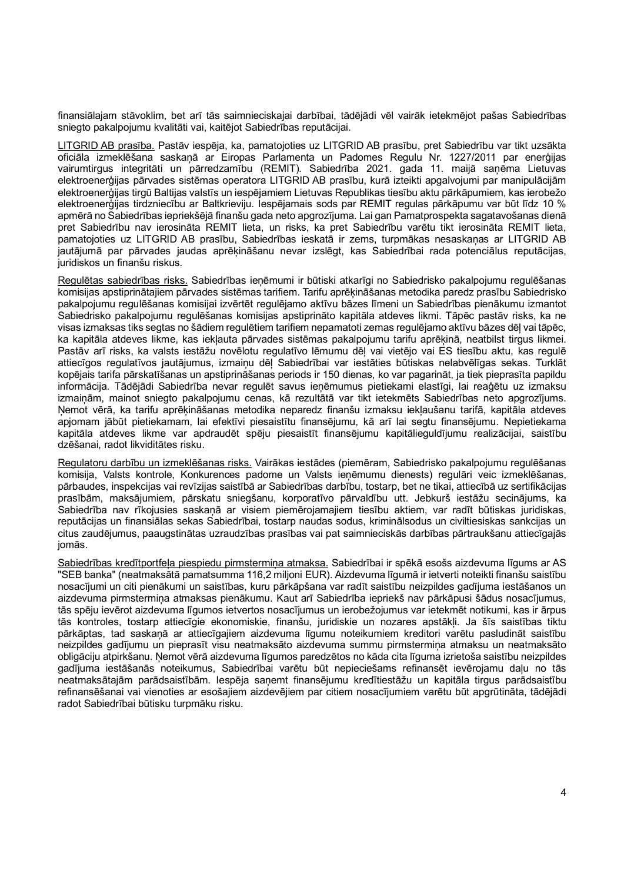finansiālajam stāvoklim, bet arī tās saimnieciskajai darbībai, tādējādi vēl vairāk ietekmējot pašas Sabiedrības sniegto pakalpojumu kvalitāti vai, kaitējot Sabiedrības reputācijai.

LITGRID AB prasība. Pastāv iespēja, ka, pamatojoties uz LITGRID AB prasību, pret Sabiedrību var tikt uzsākta oficiāla izmeklēšana saskaņā ar Eiropas Parlamenta un Padomes Regulu Nr. 1227/2011 par enerģijas vairumtirgus integritāti un pārredzamību (REMIT). Sabiedrība 2021. gada 11. maijā saņēma Lietuvas elektroenerģijas pārvades sistēmas operatora LITGRID AB prasību, kurā izteikti apgalvojumi par manipulācijām elektroenerģijas tirgū Baltijas valstīs un iespējamiem Lietuvas Republikas tiesību aktu pārkāpumiem, kas ierobežo elektroenerģijas tirdzniecību ar Baltkrieviju. Iespējamais sods par REMIT regulas pārkāpumu var būt līdz 10 % apmērā no Sabiedrības iepriekšējā finanšu gada neto apgrozījuma. Lai gan Pamatprospekta sagatavošanas dienā pret Sabiedrību nav ierosināta REMIT lieta, un risks, ka pret Sabiedrību varētu tikt ierosināta REMIT lieta, pamatojoties uz LITGRID AB prasību, Sabiedrības ieskatā ir zems, turpmākas nesaskaņas ar LITGRID AB jautājumā par pārvades jaudas aprēķināšanu nevar izslēgt, kas Sabiedrībai rada potenciālus reputācijas, juridiskos un finanšu riskus.

Regulētas sabiedrības risks. Sabiedrības ieņēmumi ir būtiski atkarīgi no Sabiedrisko pakalpojumu regulēšanas komisijas apstiprinātajiem pārvades sistēmas tarifiem. Tarifu aprēķināšanas metodika paredz prasību Sabiedrisko pakalpojumu regulēšanas komisijai izvērtēt regulējamo aktīvu bāzes līmeni un Sabiedrības pienākumu izmantot Sabiedrisko pakalpojumu regulēšanas komisijas apstiprināto kapitāla atdeves likmi. Tāpēc pastāv risks, ka ne visas izmaksas tiks segtas no šādiem regulētiem tarifiem nepamatoti zemas regulējamo aktīvu bāzes dēļ vai tāpēc, ka kapitāla atdeves likme, kas iekļauta pārvades sistēmas pakalpojumu tarifu aprēķinā, neatbilst tirgus likmei. Pastāv arī risks, ka valsts iestāžu novēlotu regulatīvo lēmumu dēļ vai vietējo vai ES tiesību aktu, kas regulē attiecīgos regulatīvos jautājumus, izmaiņu dēļ Sabiedrībai var iestāties būtiskas nelabvēlīgas sekas. Turklāt kopējais tarifa pārskatīšanas un apstiprināšanas periods ir 150 dienas, ko var pagarināt, ja tiek pieprasīta papildu informācija. Tādējādi Sabiedrība nevar regulēt savus ieņēmumus pietiekami elastīgi, lai reaģētu uz izmaksu izmaiņām, mainot sniegto pakalpojumu cenas, kā rezultātā var tikt ietekmēts Sabiedrības neto apgrozījums. Ņemot vērā, ka tarifu aprēķināšanas metodika neparedz finanšu izmaksu iekļaušanu tarifā, kapitāla atdeves apjomam jābūt pietiekamam, lai efektīvi piesaistītu finansējumu, kā arī lai segtu finansējumu. Nepietiekama kapitāla atdeves likme var apdraudēt spēju piesaistīt finansējumu kapitālieguldījumu realizācijai, saistību dzēšanai, radot likviditātes risku.

Regulatoru darbību un izmeklēšanas risks. Vairākas iestādes (piemēram, Sabiedrisko pakalpojumu regulēšanas komisija, Valsts kontrole, Konkurences padome un Valsts ieņēmumu dienests) regulāri veic izmeklēšanas, pārbaudes, inspekcijas vai revīzijas saistībā ar Sabiedrības darbību, tostarp, bet ne tikai, attiecībā uz sertifikācijas prasībām, maksājumiem, pārskatu sniegšanu, korporatīvo pārvaldību utt. Jebkurš iestāžu secinājums, ka Sabiedrība nav rīkojusies saskaņā ar visiem piemērojamajiem tiesību aktiem, var radīt būtiskas juridiskas, reputācijas un finansiālas sekas Sabiedrībai, tostarp naudas sodus, kriminālsodus un civiltiesiskas sankcijas un citus zaudējumus, paaugstinātas uzraudzības prasības vai pat saimnieciskās darbības pārtraukšanu attiecīgajās jomās.

Sabiedrības kredītportfeļa piespiedu pirmstermiņa atmaksa. Sabiedrībai ir spēkā esošs aizdevuma līgums ar AS "SEB banka" (neatmaksātā pamatsumma 116,2 miljoni EUR). Aizdevuma līgumā ir ietverti noteikti finanšu saistību nosacījumi un citi pienākumi un saistības, kuru pārkāpšana var radīt saistību neizpildes gadījuma iestāšanos un aizdevuma pirmstermiņa atmaksas pienākumu. Kaut arī Sabiedrība iepriekš nav pārkāpusi šādus nosacījumus, tās spēju ievērot aizdevuma līgumos ietvertos nosacījumus un ierobežojumus var ietekmēt notikumi, kas ir ārpus tās kontroles, tostarp attiecīgie ekonomiskie, finanšu, juridiskie un nozares apstākļi. Ja šīs saistības tiktu pārkāptas, tad saskaņā ar attiecīgajiem aizdevuma līgumu noteikumiem kreditori varētu pasludināt saistību neizpildes gadījumu un pieprasīt visu neatmaksāto aizdevuma summu pirmstermiņa atmaksu un neatmaksāto obligāciju atpirkšanu. Ņemot vērā aizdevuma līgumos paredzētos no kāda cita līguma izrietoša saistību neizpildes gadījuma iestāšanās noteikumus, Sabiedrībai varētu būt nepieciešams refinansēt ievērojamu daļu no tās neatmaksātajām parādsaistībām. Iespēja saņemt finansējumu kredītiestāžu un kapitāla tirgus parādsaistību refinansēšanai vai vienoties ar esošajiem aizdevējiem par citiem nosacījumiem varētu būt apgrūtināta, tādējādi radot Sabiedrībai būtisku turpmāku risku.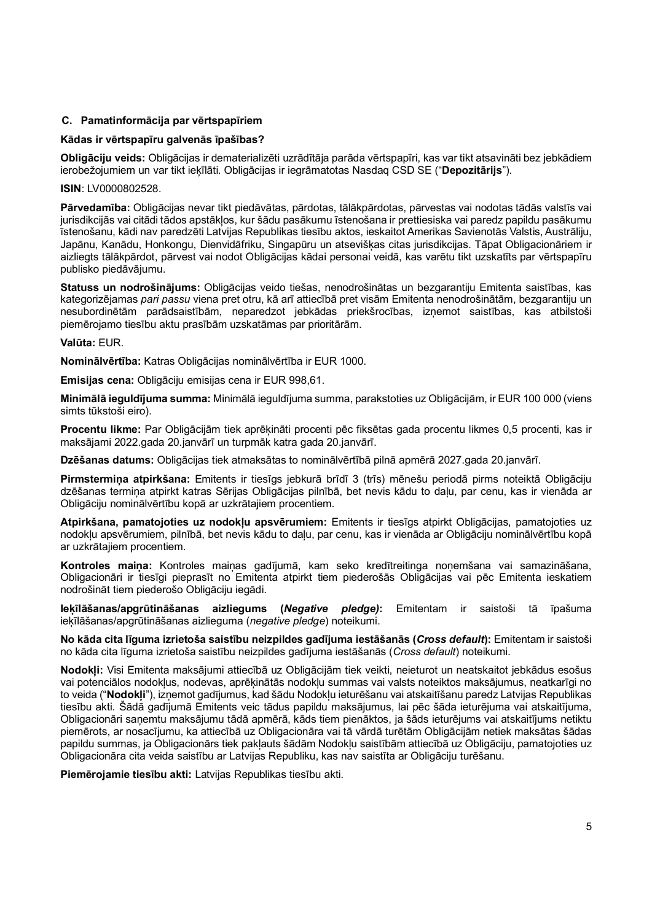## C. Pamatinformācija par vērtspapīriem

### Kādas ir vērtspapīru galvenās īpašības?

**Obligāciju veids:** Obligācijas ir dematerializēti uzrādītāja parāda vērtspapīri, kas var tikt atsavināti bez jebkādiem ierobežojumiem un var tikt ieķīlāti. Obligācijas ir iegrāmatotas Nasdaq CSD SE ("**Depozitārijs**").

**ISIN**: LV0000802528.

**Pārvedamība:** Obligācijas nevar tikt piedāvātas, pārdotas, tālākpārdotas, pārvestas vai nodotas tādās valstīs vai jurisdikcijās vai citādi tādos apstākļos, kur šādu pasākumu īstenošana ir prettiesiska vai paredz papildu pasākumu īstenošanu, kādi nav paredzēti Latvijas Republikas tiesību aktos, ieskaitot Amerikas Savienotās Valstis, Austrāliju, Japānu, Kanādu, Honkongu, Dienvidāfriku, Singapūru un atsevišķas citas jurisdikcijas. Tāpat Obligacionāriem ir aizliegts tālākpārdot, pārvest vai nodot Obligācijas kādai personai veidā, kas varētu tikt uzskatīts par vērtspapīru publisko piedāvājumu.

**Statuss un nodrošinājums:** Obligācijas veido tiešas, nenodrošinātas un bezgarantiju Emitenta saistības, kas kategorizējamas *pari passu* viena pret otru, kā arī attiecībā pret visām Emitenta nenodrošinātām, bezgarantiju un nesubordinētām parādsaistībām, neparedzot jebkādas priekšrocības, izņemot saistības, kas atbilstoši piemērojamo tiesību aktu prasībām uzskatāmas par prioritārām.

**Valūta:** EUR.

**Nominālvērtība:** Katras Obligācijas nominālvērtība ir EUR 1000.

**Emisijas cena:** Obligāciju emisijas cena ir EUR 998,61.

**Minimālā ieguldījuma summa:** Minimālā ieguldījuma summa, parakstoties uz Obligācijām, ir EUR 100 000 (viens simts tūkstoši eiro).

**Procentu likme:** Par Obligācijām tiek aprēķināti procenti pēc fiksētas gada procentu likmes 0,5 procenti, kas ir maksājami 2022.gada 20.janvārī un turpmāk katra gada 20.janvārī.

**Dzēšanas datums:** Obligācijas tiek atmaksātas to nominālvērtībā pilnā apmērā 2027.gada 20.janvārī.

**Pirmstermiņa atpirkšana:** Emitents ir tiesīgs jebkurā brīdī 3 (trīs) mēnešu periodā pirms noteiktā Obligāciju dzēšanas termiņa atpirkt katras Sērijas Obligācijas pilnībā, bet nevis kādu to daļu, par cenu, kas ir vienāda ar Obligāciju nominālvērtību kopā ar uzkrātajiem procentiem.

**Atpirkšana, pamatojoties uz nodokļu apsvērumiem:** Emitents ir tiesīgs atpirkt Obligācijas, pamatojoties uz nodokļu apsvērumiem, pilnībā, bet nevis kādu to daļu, par cenu, kas ir vienāda ar Obligāciju nominālvērtību kopā ar uzkrātajiem procentiem.

**Kontroles maiņa:** Kontroles maiņas gadījumā, kam seko kredītreitinga noņemšana vai samazināšana, Obligacionāri ir tiesīgi pieprasīt no Emitenta atpirkt tiem piederošās Obligācijas vai pēc Emitenta ieskatiem nodrošināt tiem piederošo Obligāciju iegādi.

**Ieķīlāšanas/apgrūtināšanas aizliegums (*Negative pledge*):** Emitentam ir saistoši tā īpašuma ieķīlāšanas/apgrūtināšanas aizlieguma (*negative pledge*) noteikumi.

**No kāda cita līguma izrietoša saistību neizpildes gadījuma iestāšanās (*Cross default*):** Emitentam ir saistoši no kāda cita līguma izrietoša saistību neizpildes gadījuma iestāšanās (*Cross default*) noteikumi.

**Nodokļi:** Visi Emitenta maksājumi attiecībā uz Obligācijām tiek veikti, neieturot un neatskaitot jebkādus esošus vai potenciālos nodokļus, nodevas, aprēķinātās nodokļu summas vai valsts noteiktos maksājumus, neatkarīgi no to veida ("**Nodokļi**"), izņemot gadījumus, kad šādu Nodokļu ieturēšanu vai atskaitīšanu paredz Latvijas Republikas tiesību akti. Šādā gadījumā Emitents veic tādus papildu maksājumus, lai pēc šāda ieturējuma vai atskaitījuma, Obligacionāri saņemtu maksājumu tādā apmērā, kāds tiem pienāktos, ja šāds ieturējums vai atskaitījums netiktu piemērots, ar nosacījumu, ka attiecībā uz Obligacionāra vai tā vārdā turētām Obligācijām netiek maksātas šādas papildu summas, ja Obligacionārs tiek pakļauts šādām Nodokļu saistībām attiecībā uz Obligāciju, pamatojoties uz Obligacionāra cita veida saistību ar Latvijas Republiku, kas nav saistīta ar Obligāciju turēšanu.

**Piemērojamie tiesību akti:** Latvijas Republikas tiesību akti.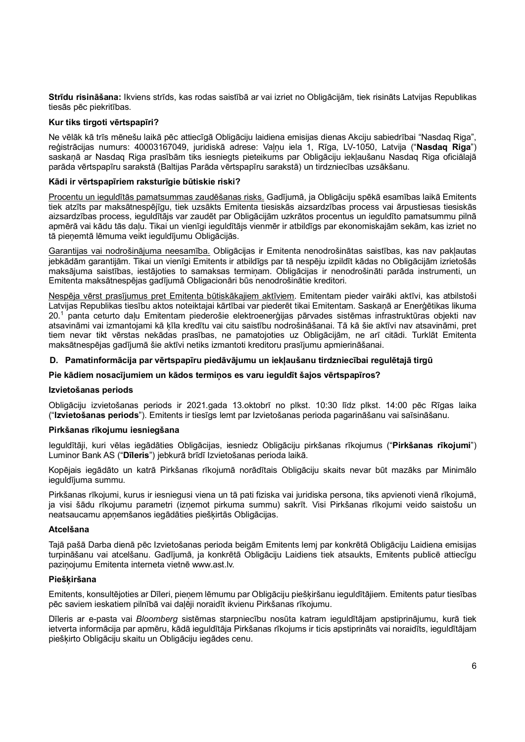**Strīdu risināšana:** Ikviens strīds, kas rodas saistībā ar vai izriet no Obligācijām, tiek risināts Latvijas Republikas tiesās pēc piekritības.

**Kur tiks tirgoti vērtspapīri?**

Ne vēlāk kā trīs mēnešu laikā pēc attiecīgā Obligāciju laidiena emisijas dienas Akciju sabiedrībai "Nasdaq Riga", reģistrācijas numurs: 40003167049, juridiskā adrese: Vaļņu iela 1, Rīga, LV-1050, Latvija ("**Nasdaq Riga**") saskaņā ar Nasdaq Riga prasībām tiks iesniegts pieteikums par Obligāciju iekļaušanu Nasdaq Riga oficiālajā parāda vērtspapīru sarakstā (Baltijas Parāda vērtspapīru sarakstā) un tirdzniecības uzsākšanu.

**Kādi ir vērtspapīriem raksturīgie būtiskie riski?**

Procentu un ieguldītās pamatsummas zaudēšanas risks. Gadījumā, ja Obligāciju spēkā esamības laikā Emitents tiek atzīts par maksātnespējīgu, tiek uzsākts Emitenta tiesiskās aizsardzības process vai ārpustiesas tiesiskās aizsardzības process, ieguldītājs var zaudēt par Obligācijām uzkrātos procentus un ieguldīto pamatsummu pilnā apmērā vai kādu tās daļu. Tikai un vienīgi ieguldītājs vienmēr ir atbildīgs par ekonomiskajām sekām, kas izriet no tā pieņemtā lēmuma veikt ieguldījumu Obligācijās.

Garantijas vai nodrošinājuma neesamība. Obligācijas ir Emitenta nenodrošinātas saistības, kas nav pakļautas jebkādām garantijām. Tikai un vienīgi Emitents ir atbildīgs par tā nespēju izpildīt kādas no Obligācijām izrietošās maksājuma saistības, iestājoties to samaksas termiņam. Obligācijas ir nenodrošināti parāda instrumenti, un Emitenta maksātnespējas gadījumā Obligacionāri būs nenodrošinātie kreditori.

Nespēja vērst prasījumus pret Emitenta būtiskākajiem aktīviem. Emitentam pieder vairāki aktīvi, kas atbilstoši Latvijas Republikas tiesību aktos noteiktajai kārtībai var piederēt tikai Emitentam. Saskaņā ar Enerģētikas likuma 20.[1] panta ceturto daļu Emitentam piederošie elektroenerģijas pārvades sistēmas infrastruktūras objekti nav atsavināmi vai izmantojami kā ķīla kredītu vai citu saistību nodrošināšanai. Tā kā šie aktīvi nav atsavināmi, pret tiem nevar tikt vērstas nekādas prasības, ne pamatojoties uz Obligācijām, ne arī citādi. Turklāt Emitenta maksātnespējas gadījumā šie aktīvi netiks izmantoti kreditoru prasījumu apmierināšanai.

### D. Pamatinformācija par vērtspapīru piedāvājumu un iekļaušanu tirdzniecībai regulētajā tirgū

**Pie kādiem nosacījumiem un kādos termiņos es varu ieguldīt šajos vērtspapīros?**

**Izvietošanas periods**

Obligāciju izvietošanas periods ir 2021.gada 13.oktobrī no plkst. 10:30 līdz plkst. 14:00 pēc Rīgas laika ("**Izvietošanas periods**"). Emitents ir tiesīgs lemt par Izvietošanas perioda pagarināšanu vai saīsināšanu.

**Pirkšanas rīkojumu iesniegšana**

Ieguldītāji, kuri vēlas iegādāties Obligācijas, iesniedz Obligāciju pirkšanas rīkojumus ("**Pirkšanas rīkojumi**") Luminor Bank AS ("**Dīleris**") jebkurā brīdī Izvietošanas perioda laikā.

Kopējais iegādāto un katrā Pirkšanas rīkojumā norādītais Obligāciju skaits nevar būt mazāks par Minimālo ieguldījuma summu.

Pirkšanas rīkojumi, kurus ir iesniegusi viena un tā pati fiziska vai juridiska persona, tiks apvienoti vienā rīkojumā, ja visi šādu rīkojumu parametri (izņemot pirkuma summu) sakrīt. Visi Pirkšanas rīkojumi veido saistošu un neatsaucamu apņemšanos iegādāties piešķirtās Obligācijas.

**Atcelšana**

Tajā pašā Darba dienā pēc Izvietošanas perioda beigām Emitents lemj par konkrētā Obligāciju Laidiena emisijas turpināšanu vai atcelšanu. Gadījumā, ja konkrētā Obligāciju Laidiens tiek atsaukts, Emitents publicē attiecīgu paziņojumu Emitenta interneta vietnē www.ast.lv.

**Piešķiršana**

Emitents, konsultējoties ar Dīleri, pieņem lēmumu par Obligāciju piešķiršanu ieguldītājiem. Emitents patur tiesības pēc saviem ieskatiem pilnībā vai daļēji noraidīt ikvienu Pirkšanas rīkojumu.

Dīleris ar e-pasta vai *Bloomberg* sistēmas starpniecību nosūta katram ieguldītājam apstiprinājumu, kurā tiek ietverta informācija par apmēru, kādā ieguldītāja Pirkšanas rīkojums ir ticis apstiprināts vai noraidīts, ieguldītājam piešķirto Obligāciju skaitu un Obligāciju iegādes cenu.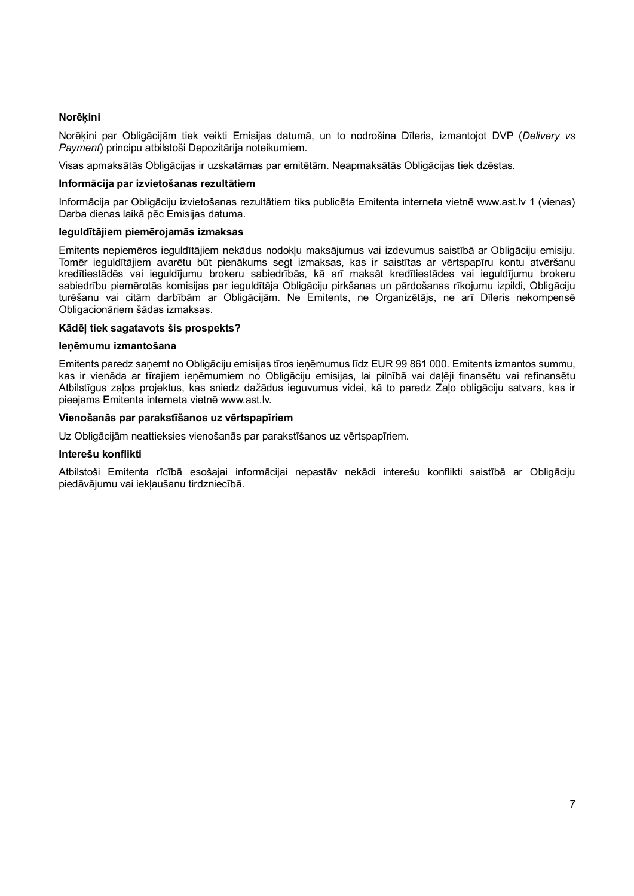**Norēķini**

Norēķini par Obligācijām tiek veikti Emisijas datumā, un to nodrošina Dīleris, izmantojot DVP (*Delivery vs Payment*) principu atbilstoši Depozitārija noteikumiem.

Visas apmaksātās Obligācijas ir uzskatāmas par emitētām. Neapmaksātās Obligācijas tiek dzēstas.

**Informācija par izvietošanas rezultātiem**

Informācija par Obligāciju izvietošanas rezultātiem tiks publicēta Emitenta interneta vietnē www.ast.lv 1 (vienas) Darba dienas laikā pēc Emisijas datuma.

**Ieguldītājiem piemērojamās izmaksas**

Emitents nepiemēros ieguldītājiem nekādus nodokļu maksājumus vai izdevumus saistībā ar Obligāciju emisiju. Tomēr ieguldītājiem avarētu būt pienākums segt izmaksas, kas ir saistītas ar vērtspapīru kontu atvēršanu kredītiestādēs vai ieguldījumu brokeru sabiedrībās, kā arī maksāt kredītiestādes vai ieguldījumu brokeru sabiedrību piemērotās komisijas par ieguldītāja Obligāciju pirkšanas un pārdošanas rīkojumu izpildi, Obligāciju turēšanu vai citām darbībām ar Obligācijām. Ne Emitents, ne Organizētājs, ne arī Dīleris nekompensē Obligacionāriem šādas izmaksas.

**Kādēļ tiek sagatavots šis prospekts?**

**Ieņēmumu izmantošana**

Emitents paredz saņemt no Obligāciju emisijas tīros ieņēmumus līdz EUR 99 861 000. Emitents izmantos summu, kas ir vienāda ar tīrajiem ieņēmumiem no Obligāciju emisijas, lai pilnībā vai daļēji finansētu vai refinansētu Atbilstīgus zaļos projektus, kas sniedz dažādus ieguvumus videi, kā to paredz Zaļo obligāciju satvars, kas ir pieejams Emitenta interneta vietnē www.ast.lv.

**Vienošanās par parakstīšanos uz vērtspapīriem**

Uz Obligācijām neattieksies vienošanās par parakstīšanos uz vērtspapīriem.

**Interešu konflikti**

Atbilstoši Emitenta rīcībā esošajai informācijai nepastāv nekādi interešu konflikti saistībā ar Obligāciju piedāvājumu vai iekļaušanu tirdzniecībā.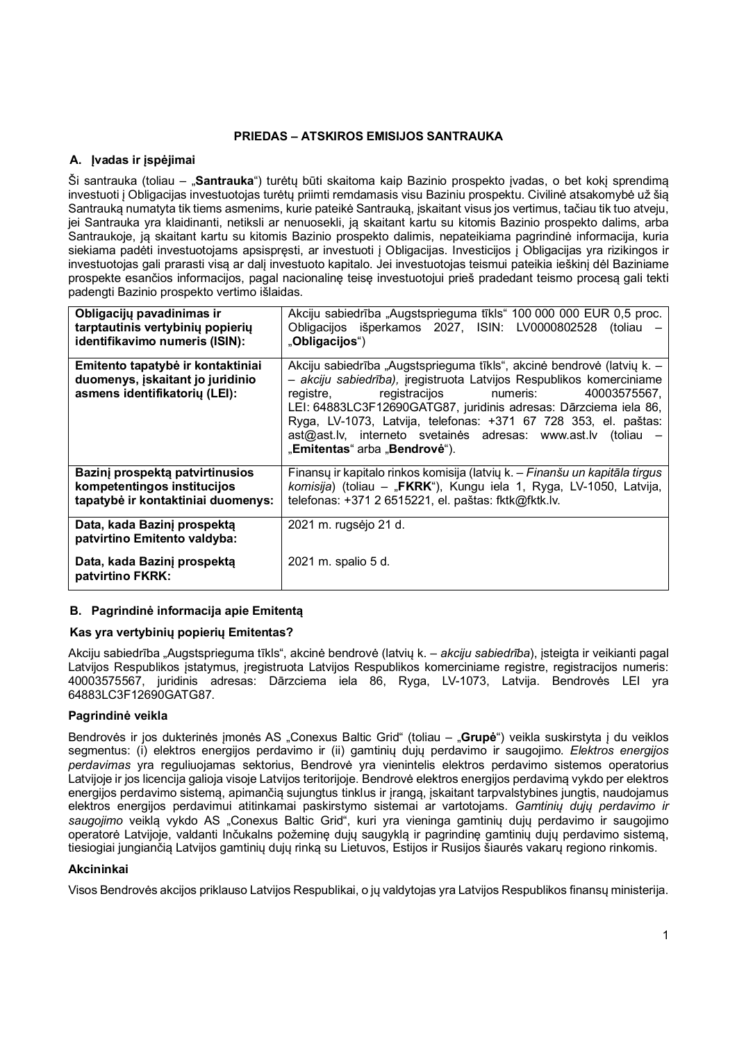## PRIEDAS – ATSKIROS EMISIJOS SANTRAUKA

### A. Įvadas ir įspėjimai

Ši santrauka (toliau – „**Santrauka**") turėtų būti skaitoma kaip Bazinio prospekto įvadas, o bet kokį sprendimą investuoti į Obligacijas investuotojas turėtų priimti remdamasis visu Baziniu prospektu. Civilinė atsakomybė už šią Santrauką numatyta tik tiems asmenims, kurie pateikė Santrauką, įskaitant visus jos vertimus, tačiau tik tuo atveju, jei Santrauka yra klaidinanti, netiksli ar nenuoseklі, ją skaitant kartu su kitomis Bazinio prospekto dalimis, arba Santraukoje, ją skaitant kartu su kitomis Bazinio prospekto dalimis, nepateikiama pagrindinė informacija, kuria siekiama padėti investuotojams apsispręsti, ar investuoti į Obligacijas. Investicijos į Obligacijas yra rizikingos ir investuotojas gali prarasti visą ar dalį investuoto kapitalo. Jei investuotojas teismui pateikia ieškinį dėl Baziniame prospekte esančios informacijos, pagal nacionalinę teisę investuotojui prieš pradedant teismo procesą gali tekti padengti Bazinio prospekto vertimo išlaidas.

| | |
|---|---|
| **Obligacijų pavadinimas ir tarptautinis vertybinių popierių identifikavimo numeris (ISIN):** | Akciju sabiedrība „Augstsprieguma tīkls" 100 000 000 EUR 0,5 proc. Obligacijos išperkamos 2027, ISIN: LV0000802528 (toliau – „**Obligacijos**") |
| **Emitento tapatybė ir kontaktiniai duomenys, įskaitant jo juridinio asmens identifikatorių (LEI):** | Akciju sabiedrība „Augstsprieguma tīkls", akcinė bendrovė (latvių k. – – *akciju sabiedrība),* įregistruota Latvijos Respublikos komerciniame registre, registracijos numeris: 40003575567, LEI: 64883LC3F12690GATG87, juridinis adresas: Dārzciema iela 86, Ryga, LV-1073, Latvija, telefonas: +371 67 728 353, el. paštas: ast@ast.lv, interneto svetainės adresas: www.ast.lv (toliau – „**Emitentas**" arba „**Bendrovė**"). |
| **Bazinį prospektą patvirtinusios kompetentingos institucijos tapatybė ir kontaktiniai duomenys:** | Finansų ir kapitalo rinkos komisija (latvių k. – *Finanšu un kapitāla tirgus komisija*) (toliau – „**FKRK**"), Kungu iela 1, Ryga, LV-1050, Latvija, telefonas: +371 2 6515221, el. paštas: fktk@fktk.lv. |
| **Data, kada Bazinį prospektą patvirtino Emitento valdyba:** | 2021 m. rugsėjo 21 d. |
| **Data, kada Bazinį prospektą patvirtino FKRK:** | 2021 m. spalio 5 d. |

### B. Pagrindinė informacija apie Emitentą

#### Kas yra vertybinių popierių Emitentas?

Akciju sabiedrība „Augstsprieguma tīkls", akcinė bendrovė (latvių k. – *akciju sabiedrība*), įsteigta ir veikianti pagal Latvijos Respublikos įstatymus, įregistruota Latvijos Respublikos komerciniame registre, registracijos numeris: 40003575567, juridinis adresas: Dārzciema iela 86, Ryga, LV-1073, Latvija. Bendrovės LEI yra 64883LC3F12690GATG87.

#### Pagrindinė veikla

Bendrovės ir jos dukterinės įmonės AS „Conexus Baltic Grid" (toliau – „**Grupė**") veikla suskirstyta į du veiklos segmentus: (i) elektros energijos perdavimo ir (ii) gamtinių dujų perdavimo ir saugojimo. *Elektros energijos perdavimas* yra reguliuojamas sektorius, Bendrovė yra vienintelis elektros perdavimo sistemos operatorius Latvijoje ir jos licencija galioja visoje Latvijos teritorijoje. Bendrovė elektros energijos perdavimą vykdo per elektros energijos perdavimo sistemą, apimančią sujungtus tinklus ir įrangą, įskaitant tarpvalstybines jungtis, naudojamus elektros energijos perdavimui atitinkamai paskirstymo sistemai ar vartotojams. *Gamtinių dujų perdavimo ir saugojimo* veiklą vykdo AS „Conexus Baltic Grid", kuri yra vieninga gamtinių dujų perdavimo ir saugojimo operatorė Latvijoje, valdanti Inčukalns požeminę dujų saugyklą ir pagrindinę gamtinių dujų perdavimo sistemą, tiesiogiai jungiančią Latvijos gamtinių dujų rinką su Lietuvos, Estijos ir Rusijos šiaurės vakarų regiono rinkomis.

#### Akcininkai

Visos Bendrovės akcijos priklauso Latvijos Respublikai, o jų valdytojas yra Latvijos Respublikos finansų ministerija.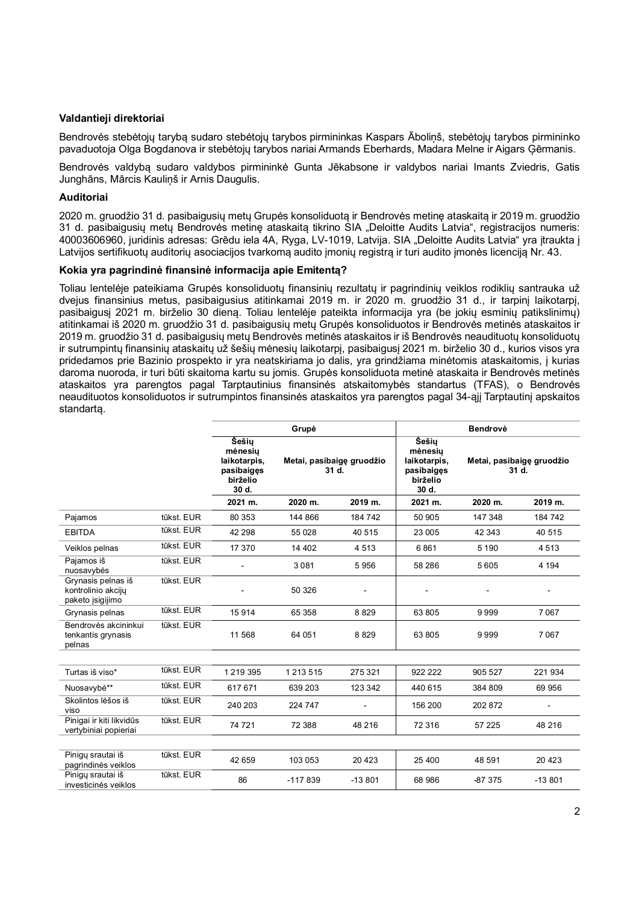**Valdantieji direktoriai**

Bendrovės stebėtojų tarybą sudaro stebėtojų tarybos pirmininkas Kaspars Āboliņš, stebėtojų tarybos pirmininko pavaduotoja Olga Bogdanova ir stebėtojų tarybos nariai Armands Eberhards, Madara Melne ir Aigars Ģērmanis.

Bendrovės valdybą sudaro valdybos pirmininkė Gunta Jēkabsone ir valdybos nariai Imants Zviedris, Gatis Junghāns, Mārcis Kauliņš ir Arnis Daugulis.

**Auditoriai**

2020 m. gruodžio 31 d. pasibaigusių metų Grupės konsoliduotą ir Bendrovės metinę ataskaitą ir 2019 m. gruodžio 31 d. pasibaigusių metų Bendrovės metinę ataskaitą tikrino SIA „Deloitte Audits Latvia", registracijos numeris: 40003606960, juridinis adresas: Grēdu iela 4A, Ryga, LV-1019, Latvija. SIA „Deloitte Audits Latvia" yra įtraukta į Latvijos sertifikuotų auditorių asociacijos tvarkomą audito įmonių registrą ir turi audito įmonės licenciją Nr. 43.

**Kokia yra pagrindinė finansinė informacija apie Emitentą?**

Toliau lentelėje pateikiama Grupės konsoliduotų finansinių rezultatų ir pagrindinių veiklos rodiklių santrauka už dvejus finansinius metus, pasibaigusius atitinkamai 2019 m. ir 2020 m. gruodžio 31 d., ir tarpinį laikotarpį, pasibaigusį 2021 m. birželio 30 dieną. Toliau lentelėje pateikta informacija yra (be jokių esminių patikslinimų) atitinkamai iš 2020 m. gruodžio 31 d. pasibaigusių metų Grupės konsoliduotos ir Bendrovės metinės ataskaitos ir 2019 m. gruodžio 31 d. pasibaigusių metų Bendrovės metinės ataskaitos ir iš Bendrovės neaudituotų konsoliduotų ir sutrumpintų finansinių ataskaitų už šešių mėnesių laikotarpį, pasibaigusį 2021 m. birželio 30 d., kurios visos yra pridedamos prie Bazinio prospekto ir yra neatskiriama jo dalis, yra grindžiama minėtomis ataskaitomis, į kurias daroma nuoroda, ir turi būti skaitoma kartu su jomis. Grupės konsoliduota metinė ataskaita ir Bendrovės metinės ataskaitos yra parengtos pagal Tarptautinius finansinės atskaitomybės standartus (TFAS), o Bendrovės neaudituotos konsoliduotos ir sutrumpintos finansinės ataskaitos yra parengtos pagal 34-ąjį Tarptautinį apskaitos standartą.

| | | Grupė | | | Bendrovė | | |
|---|---|---|---|---|---|---|---|
| | | Šešių mėnesių laikotarpis, pasibaigęs birželio 30 d. | Metai, pasibaigę gruodžio 31 d. | | Šešių mėnesių laikotarpis, pasibaigęs birželio 30 d. | Metai, pasibaigę gruodžio 31 d. | |
| | | 2021 m. | 2020 m. | 2019 m. | 2021 m. | 2020 m. | 2019 m. |
| Pajamos | tūkst. EUR | 80 353 | 144 866 | 184 742 | 50 905 | 147 348 | 184 742 |
| EBITDA | tūkst. EUR | 42 298 | 55 028 | 40 515 | 23 005 | 42 343 | 40 515 |
| Veiklos pelnas | tūkst. EUR | 17 370 | 14 402 | 4 513 | 6 861 | 5 190 | 4 513 |
| Pajamos iš nuosavybės | tūkst. EUR | - | 3 081 | 5 956 | 58 286 | 5 605 | 4 194 |
| Grynasis pelnas iš kontrolinio akcijų paketo įsigijimo | tūkst. EUR | - | 50 326 | - | - | - | - |
| Grynasis pelnas | tūkst. EUR | 15 914 | 65 358 | 8 829 | 63 805 | 9 999 | 7 067 |
| Bendrovės akcininkui tenkantis grynasis pelnas | tūkst. EUR | 11 568 | 64 051 | 8 829 | 63 805 | 9 999 | 7 067 |
| | | | | | | | |
| Turtas iš viso* | tūkst. EUR | 1 219 395 | 1 213 515 | 275 321 | 922 222 | 905 527 | 221 934 |
| Nuosavybė** | tūkst. EUR | 617 671 | 639 203 | 123 342 | 440 615 | 384 809 | 69 956 |
| Skolintos lėšos iš viso | tūkst. EUR | 240 203 | 224 747 | - | 156 200 | 202 872 | - |
| Pinigai ir kiti likvidūs vertybiniai popieriai | tūkst. EUR | 74 721 | 72 388 | 48 216 | 72 316 | 57 225 | 48 216 |
| | | | | | | | |
| Pinigų srautai iš pagrindinės veiklos | tūkst. EUR | 42 659 | 103 053 | 20 423 | 25 400 | 48 591 | 20 423 |
| Pinigų srautai iš investicinės veiklos | tūkst. EUR | 86 | -117 839 | -13 801 | 68 986 | -87 375 | -13 801 |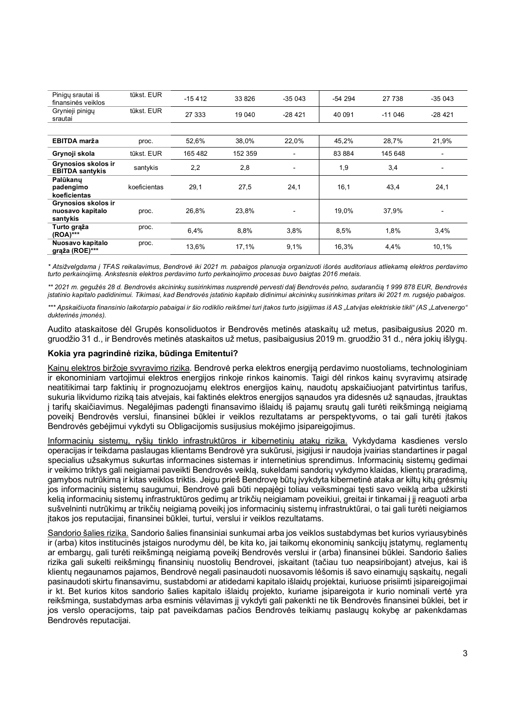| Pinigų srautai iš finansinės veiklos | tūkst. EUR | -15 412 | 33 826 | -35 043 | -54 294 | 27 738 | -35 043 |
|---|---|---|---|---|---|---|---|
| Grynieji pinigų srautai | tūkst. EUR | 27 333 | 19 040 | -28 421 | 40 091 | -11 046 | -28 421 |
| | | | | | | | |
| **EBITDA marža** | proc. | 52,6% | 38,0% | 22,0% | 45,2% | 28,7% | 21,9% |
| **Grynoji skola** | tūkst. EUR | 165 482 | 152 359 | - | 83 884 | 145 648 | - |
| **Grynosios skolos ir EBITDA santykis** | santykis | 2,2 | 2,8 | - | 1,9 | 3,4 | - |
| **Palūkanų padengimo koeficientas** | koeficientas | 29,1 | 27,5 | 24,1 | 16,1 | 43,4 | 24,1 |
| **Grynosios skolos ir nuosavo kapitalo santykis** | proc. | 26,8% | 23,8% | - | 19,0% | 37,9% | - |
| **Turto grąža (ROA)*** ** | proc. | 6,4% | 8,8% | 3,8% | 8,5% | 1,8% | 3,4% |
| **Nuosavo kapitalo grąža (ROE)*** ** | proc. | 13,6% | 17,1% | 9,1% | 16,3% | 4,4% | 10,1% |

*\* Atsižvelgdama į TFAS reikalavimus, Bendrovė iki 2021 m. pabaigos planuoja organizuoti išorės auditoriaus atliekamą elektros perdavimo turto perkainojimą. Ankstesnis elektros perdavimo turto perkainojimo procesas buvo baigtas 2016 metais.*

*\*\* 2021 m. gegužės 28 d. Bendrovės akcininkų susirinkimas nusprendė pervesti dalį Bendrovės pelno, sudarančią 1 999 878 EUR, Bendrovės įstatinio kapitalo padidinimui. Tikimasi, kad Bendrovės įstatinio kapitalo didinimui akcininkų susirinkimas pritars iki 2021 m. rugsėjo pabaigos.*

*\*\*\* Apskaičiuota finansinio laikotarpio pabaigai ir šio rodiklio reikšmei turi įtakos turto įsigijimas iš AS „Latvijas elektriskie tīkli" (AS „Latvenergo" dukterinės įmonės).*

Audito ataskaitose dėl Grupės konsoliduotos ir Bendrovės metinės ataskaitų už metus, pasibaigusius 2020 m. gruodžio 31 d., ir Bendrovės metinės ataskaitos už metus, pasibaigusius 2019 m. gruodžio 31 d., nėra jokių išlygų.

**Kokia yra pagrindinė rizika, būdinga Emitentui?**

Kainų elektros biržoje svyravimo rizika. Bendrovė perka elektros energiją perdavimo nuostoliams, technologiniam ir ekonominiam vartojimui elektros energijos rinkoje rinkos kainomis. Taigi dėl rinkos kainų svyravimų atsiradę neatitikimai tarp faktinių ir prognozuojamų elektros energijos kainų, naudotų apskaičiuojant patvirtintus tarifus, sukuria likvidumo riziką tais atvejais, kai faktinės elektros energijos sąnaudos yra didesnės už sąnaudas, įtrauktas į tarifų skaičiavimus. Negalėjimas padengti finansavimo išlaidų iš pajamų srautų gali turėti reikšmingą neigiamą poveikį Bendrovės verslui, finansinei būklei ir veiklos rezultatams ar perspektyvoms, o tai gali turėti įtakos Bendrovės gebėjimui vykdyti su Obligacijomis susijusius mokėjimo įsipareigojimus.

Informacinių sistemų, ryšių tinklo infrastruktūros ir kibernetinių atakų rizika. Vykdydama kasdienes verslo operacijas ir teikdama paslaugas klientams Bendrovė yra sukūrusi, įsigijusi ir naudoja įvairias standartines ir pagal specialius užsakymus sukurtas informacines sistemas ir internetinius sprendimus. Informacinių sistemų gedimai ir veikimo triktys gali neigiamai paveikti Bendrovės veiklą, sukeldami sandorių vykdymo klaidas, klientų praradimą, gamybos nutrūkimą ir kitas veiklos triktis. Jeigu prieš Bendrovę būtų įvykdyta kibernetinė ataka ar kiltų kitų grėsmių jos informacinių sistemų saugumui, Bendrovė gali būti nepajėgi tinkamai ar veiksmingai tęsti savo veiklą arba užkirsti kelią informacinių sistemų infrastruktūros gedimų ar trikčių neigiamam poveikiui, greitai ir tinkamai į jį reaguoti arba sušvelninti nutrūkimų ar trikčių neigiamą poveikį jos informacinių sistemų infrastruktūrai, o tai gali turėti neigiamos įtakos jos reputacijai, finansinei būklei, turtui, verslui ir veiklos rezultatams.

Sandorio šalies rizika. Sandorio šalies finansiniai sunkumai arba jos veiklos sustabdymas bet kurios vyriausybinės ir (arba) kitos institucinės įstaigos nurodymu dėl, be kita ko, jai taikomų ekonominių sankcijų įstatymų, reglamentų ar embargų, gali turėti reikšmingą neigiamą poveikį Bendrovės verslui ir (arba) finansinei būklei. Sandorio šalies rizika gali sukelti reikšmingų finansinių nuostolių Bendrovei, įskaitant (tačiau tuo neapsiribojant) atvejus, kai iš klientų negaunamos pajamos, Bendrovė negali pasinaudoti nuosavomis lėšomis iš savo einamųjų sąskaitų, negali pasinaudoti skirtu finansavimu, sustabdomi ar atidedami kapitalo išlaidų projektai, kuriuose prisiimti įsipareigojimai ir kt. Bet kurios kitos sandorio šalies kapitalo išlaidų projekto, kuriame įsipareigota ir kurio nominali vertė yra reikšminga, sustabdymas arba esminis vėlavimas jį vykdyti gali pakenkti ne tik Bendrovės finansinei būklei, bet ir jos verslo operacijoms, taip pat paveikdamas pačios Bendrovės teikiamų paslaugų kokybę ar pakenkdamas Bendrovės reputacijai.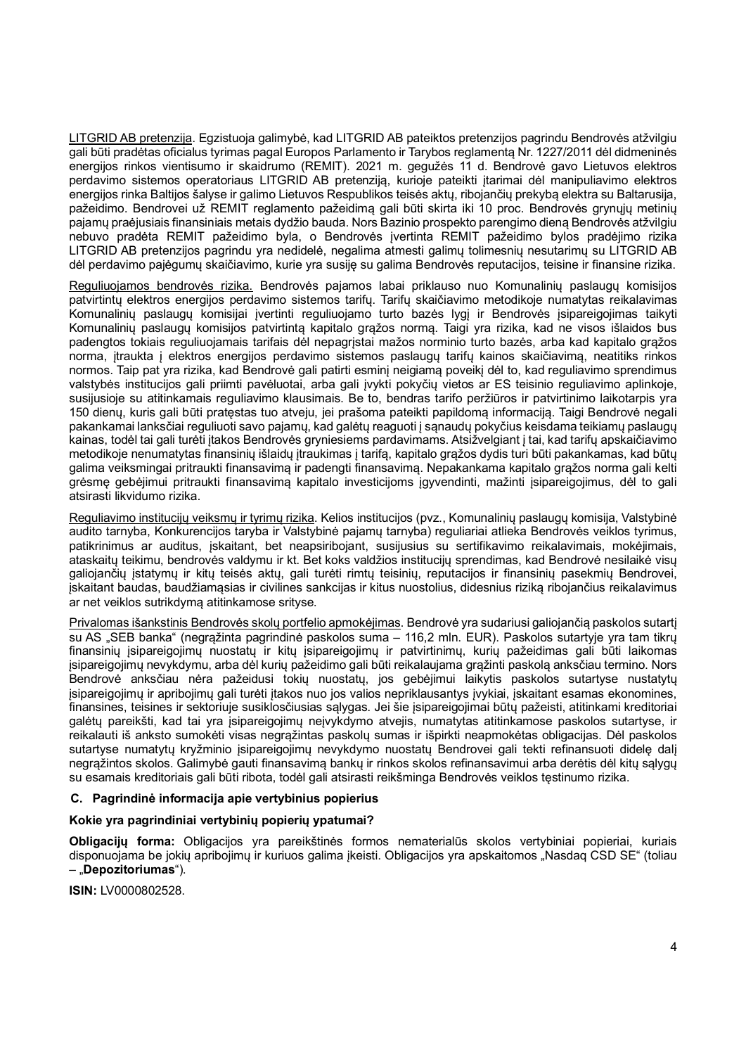LITGRID AB pretenzija. Egzistuoja galimybė, kad LITGRID AB pateiktos pretenzijos pagrindu Bendrovės atžvilgiu gali būti pradėtas oficialus tyrimas pagal Europos Parlamento ir Tarybos reglamentą Nr. 1227/2011 dėl didmeninės energijos rinkos vientisumo ir skaidrumo (REMIT). 2021 m. gegužės 11 d. Bendrovė gavo Lietuvos elektros perdavimo sistemos operatoriaus LITGRID AB pretenziją, kurioje pateikti įtarimai dėl manipuliavimo elektros energijos rinka Baltijos šalyse ir galimo Lietuvos Respublikos teisės aktų, ribojančių prekybą elektra su Baltarusija, pažeidimo. Bendrovei už REMIT reglamento pažeidimą gali būti skirta iki 10 proc. Bendrovės grynųjų metinių pajamų praėjusiais finansiniais metais dydžio bauda. Nors Bazinio prospekto parengimo dieną Bendrovės atžvilgiu nebuvo pradėta REMIT pažeidimo byla, o Bendrovės įvertinta REMIT pažeidimo bylos pradėjimo rizika LITGRID AB pretenzijos pagrindu yra nedidelė, negalima atmesti galimų tolimesnių nesutarimų su LITGRID AB dėl perdavimo pajėgumų skaičiavimo, kurie yra susiję su galima Bendrovės reputacijos, teisine ir finansine rizika.

Reguliuojamos bendrovės rizika. Bendrovės pajamos labai priklauso nuo Komunalinių paslaugų komisijos patvirtintų elektros energijos perdavimo sistemos tarifų. Tarifų skaičiavimo metodikoje numatytas reikalavimas Komunalinių paslaugų komisijai įvertinti reguliuojamo turto bazės lygį ir Bendrovės įsipareigojimas taikyti Komunalinių paslaugų komisijos patvirtintą kapitalo grąžos normą. Taigi yra rizika, kad ne visos išlaidos bus padengtos tokiais reguliuojamais tarifais dėl nepagrįstai mažos norminio turto bazės, arba kad kapitalo grąžos norma, įtraukta į elektros energijos perdavimo sistemos paslaugų tarifų kainos skaičiavimą, neatitiks rinkos normos. Taip pat yra rizika, kad Bendrovė gali patirti esminį neigiamą poveikį dėl to, kad reguliavimo sprendimus valstybės institucijos gali priimti pavėluotai, arba gali įvykti pokyčių vietos ar ES teisinio reguliavimo aplinkoje, susijusioje su atitinkamais reguliavimo klausimais. Be to, bendras tarifo peržiūros ir patvirtinimo laikotarpis yra 150 dienų, kuris gali būti pratęstas tuo atveju, jei prašoma pateikti papildomą informaciją. Taigi Bendrovė negali pakankamai lanksčiai reguliuoti savo pajamų, kad galėtų reaguoti į sąnaudų pokyčius keisdama teikiamų paslaugų kainas, todėl tai gali turėti įtakos Bendrovės gryniesiems pardavimams. Atsižvelgiant į tai, kad tarifų apskaičiavimo metodikoje nenumatytas finansinių išlaidų įtraukimas į tarifą, kapitalo grąžos dydis turi būti pakankamas, kad būtų galima veiksmingai pritraukti finansavimą ir padengti finansavimą. Nepakankama kapitalo grąžos norma gali kelti grėsmę gebėjimui pritraukti finansavimą kapitalo investicijoms įgyvendinti, mažinti įsipareigojimus, dėl to gali atsirasti likvidumo rizika.

Reguliavimo institucijų veiksmų ir tyrimų rizika. Kelios institucijos (pvz., Komunalinių paslaugų komisija, Valstybinė audito tarnyba, Konkurencijos taryba ir Valstybinė pajamų tarnyba) reguliariai atlieka Bendrovės veiklos tyrimus, patikrinimus ar auditus, įskaitant, bet neapsiribojant, susijusius su sertifikavimo reikalavimais, mokėjimais, ataskaitų teikimu, bendrovės valdymu ir kt. Bet koks valdžios institucijų sprendimas, kad Bendrovė nesilaikė visų galiojančių įstatymų ir kitų teisės aktų, gali turėti rimtų teisinių, reputacijos ir finansinių pasekmių Bendrovei, įskaitant baudas, baudžiamąsias ir civilines sankcijas ir kitus nuostolius, didesnius riziką ribojančius reikalavimus ar net veiklos sutrikdymą atitinkamose srityse.

Privalomas išankstinis Bendrovės skolų portfelio apmokėjimas. Bendrovė yra sudariusi galiojančią paskolos sutartį su AS „SEB banka" (negrąžinta pagrindinė paskolos suma – 116,2 mln. EUR). Paskolos sutartyje yra tam tikrų finansinių įsipareigojimų nuostatų ir kitų įsipareigojimų ir patvirtinimų, kurių pažeidimas gali būti laikomas įsipareigojimų nevykdymu, arba dėl kurių pažeidimo gali būti reikalaujama grąžinti paskolą anksčiau termino. Nors Bendrovė anksčiau nėra pažeidusi tokių nuostatų, jos gebėjimui laikytis paskolos sutartyse nustatytų įsipareigojimų ir apribojimų gali turėti įtakos nuo jos valios nepriklausantys įvykiai, įskaitant esamas ekonomines, finansines, teisines ir sektoriuje susiklosčiusias sąlygas. Jei šie įsipareigojimai būtų pažeisti, atitinkami kreditoriai galėtų pareikšti, kad tai yra įsipareigojimų neįvykdymo atvejis, numatytas atitinkamose paskolos sutartyse, ir reikalauti iš anksto sumokėti visas negrąžintas paskolų sumas ir išpirkti neapmokėtas obligacijas. Dėl paskolos sutartyse numatytų kryžminio įsipareigojimų nevykdymo nuostatų Bendrovei gali tekti refinansuoti didelę dalį negrąžintos skolos. Galimybė gauti finansavimą bankų ir rinkos skolos refinansavimui arba derėtis dėl kitų sąlygų su esamais kreditoriais gali būti ribota, todėl gali atsirasti reikšminga Bendrovės veiklos tęstinumo rizika.

### C. Pagrindinė informacija apie vertybinius popierius

**Kokie yra pagrindiniai vertybinių popierių ypatumai?**

**Obligacijų forma:** Obligacijos yra pareikštinės formos nematerialūs skolos vertybiniai popieriai, kuriais disponuojama be jokių apribojimų ir kuriuos galima įkeisti. Obligacijos yra apskaitomos „Nasdaq CSD SE" (toliau – „**Depozitoriumas**").

**ISIN:** LV0000802528.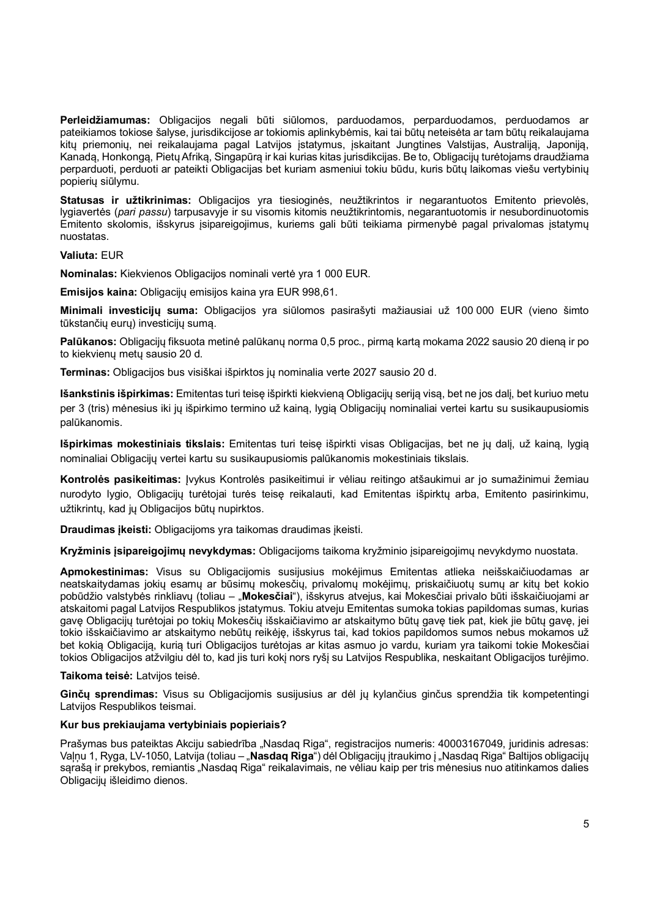**Perleidžiamumas:** Obligacijos negali būti siūlomos, parduodamos, perparduodamos, perduodamos ar pateikiamos tokiose šalyse, jurisdikcijose ar tokiomis aplinkybėmis, kai tai būtų neteisėta ar tam būtų reikalaujama kitų priemonių, nei reikalaujama pagal Latvijos įstatymus, įskaitant Jungtines Valstijas, Australiją, Japoniją, Kanadą, Honkongą, Pietų Afriką, Singapūrą ir kai kurias kitas jurisdikcijas. Be to, Obligacijų turėtojams draudžiama perparduoti, perduoti ar pateikti Obligacijas bet kuriam asmeniui tokiu būdu, kuris būtų laikomas viešu vertybinių popierių siūlymu.

**Statusas ir užtikrinimas:** Obligacijos yra tiesioginės, neužtikrintos ir negarantuotos Emitento prievolės, lygiavertės (*pari passu*) tarpusavyje ir su visomis kitomis neužtikrintomis, negarantuotomis ir nesubordinuotomis Emitento skolomis, išskyrus įsipareigojimus, kuriems gali būti teikiama pirmenybė pagal privalomas įstatymų nuostatas.

**Valiuta:** EUR

**Nominalas:** Kiekvienos Obligacijos nominali vertė yra 1 000 EUR.

**Emisijos kaina:** Obligacijų emisijos kaina yra EUR 998,61.

**Minimali investicijų suma:** Obligacijos yra siūlomos pasirašyti mažiausiai už 100 000 EUR (vieno šimto tūkstančių eurų) investicijų sumą.

**Palūkanos:** Obligacijų fiksuota metinė palūkanų norma 0,5 proc., pirmą kartą mokama 2022 sausio 20 dieną ir po to kiekvienų metų sausio 20 d.

**Terminas:** Obligacijos bus visiškai išpirktos jų nominalia verte 2027 sausio 20 d.

**Išankstinis išpirkimas:** Emitentas turi teisę išpirkti kiekvieną Obligacijų seriją visą, bet ne jos dalį, bet kuriuo metu per 3 (tris) mėnesius iki jų išpirkimo termino už kainą, lygią Obligacijų nominaliai vertei kartu su susikaupusiomis palūkanomis.

**Išpirkimas mokestiniais tikslais:** Emitentas turi teisę išpirkti visas Obligacijas, bet ne jų dalį, už kainą, lygią nominaliai Obligacijų vertei kartu su susikaupusiomis palūkanomis mokestiniais tikslais.

**Kontrolės pasikeitimas:** Įvykus Kontrolės pasikeitimui ir vėliau reitingo atšaukimui ar jo sumažinimui žemiau nurodyto lygio, Obligacijų turėtojai turės teisę reikalauti, kad Emitentas išpirktų arba, Emitento pasirinkimu, užtikrintų, kad jų Obligacijos būtų nupirktos.

**Draudimas įkeisti:** Obligacijoms yra taikomas draudimas įkeisti.

**Kryžminis įsipareigojimų nevykdymas:** Obligacijoms taikoma kryžminio įsipareigojimų nevykdymo nuostata.

**Apmokestinimas:** Visus su Obligacijomis susijusius mokėjimus Emitentas atlieka neišskaičiuodamas ar neatskaitydamas jokių esamų ar būsimų mokesčių, privalomų mokėjimų, priskaičiuotų sumų ar kitų bet kokio pobūdžio valstybės rinkliavų (toliau – „**Mokesčiai**“), išskyrus atvejus, kai Mokesčiai privalo būti išskaičiuojami ar atskaitomi pagal Latvijos Respublikos įstatymus. Tokiu atveju Emitentas sumoka tokias papildomas sumas, kurias gavę Obligacijų turėtojai po tokių Mokesčių išskaičiavimo ar atskaitymo būtų gavę tiek pat, kiek jie būtų gavę, jei tokio išskaičiavimo ar atskaitymo nebūtų reikėję, išskyrus tai, kad tokios papildomos sumos nebus mokamos už bet kokią Obligaciją, kurią turi Obligacijos turėtojas ar kitas asmuo jo vardu, kuriam yra taikomi tokie Mokesčiai tokios Obligacijos atžvilgiu dėl to, kad jis turi kokį nors ryšį su Latvijos Respublika, neskaitant Obligacijos turėjimo.

**Taikoma teisė:** Latvijos teisė.

**Ginčų sprendimas:** Visus su Obligacijomis susijusius ar dėl jų kylančius ginčus sprendžia tik kompetentingi Latvijos Respublikos teismai.

**Kur bus prekiaujama vertybiniais popieriais?**

Prašymas bus pateiktas Akciju sabiedrība „Nasdaq Riga“, registracijos numeris: 40003167049, juridinis adresas: Vaļņu 1, Ryga, LV-1050, Latvija (toliau – „**Nasdaq Riga**“) dėl Obligacijų įtraukimo į „Nasdaq Riga“ Baltijos obligacijų sąrašą ir prekybos, remiantis „Nasdaq Riga“ reikalavimais, ne vėliau kaip per tris mėnesius nuo atitinkamos dalies Obligacijų išleidimo dienos.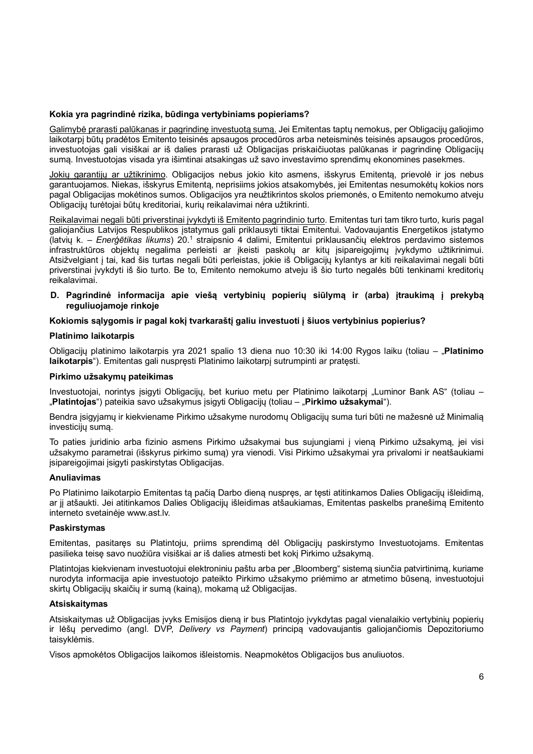**Kokia yra pagrindinė rizika, būdinga vertybiniams popieriams?**

Galimybė prarasti palūkanas ir pagrindinę investuotą sumą. Jei Emitentas taptų nemokus, per Obligacijų galiojimo laikotarpį būtų pradėtos Emitento teisinės apsaugos procedūros arba neteisminės teisinės apsaugos procedūros, investuotojas gali visiškai ar iš dalies prarasti už Obligacijas priskaičiuotas palūkanas ir pagrindinę Obligacijų sumą. Investuotojas visada yra išimtinai atsakingas už savo investavimo sprendimų ekonomines pasekmes.

Jokių garantijų ar užtikrinimo. Obligacijos nebus jokio kito asmens, išskyrus Emitentą, prievolė ir jos nebus garantuojamos. Niekas, išskyrus Emitentą, neprisiims jokios atsakomybės, jei Emitentas nesumokėtų kokios nors pagal Obligacijas mokėtinos sumos. Obligacijos yra neužtikrintos skolos priemonės, o Emitento nemokumo atveju Obligacijų turėtojai būtų kreditoriai, kurių reikalavimai nėra užtikrinti.

Reikalavimai negali būti priverstinai įvykdyti iš Emitento pagrindinio turto. Emitentas turi tam tikro turto, kuris pagal galiojančius Latvijos Respublikos įstatymus gali priklausyti tiktai Emitentui. Vadovaujantis Energetikos įstatymo (latvių k. – *Enerģētikas likums*) 20.[1] straipsnio 4 dalimi, Emitentui priklausančių elektros perdavimo sistemos infrastruktūros objektų negalima perleisti ar įkeisti paskolų ar kitų įsipareigojimų įvykdymo užtikrinimui. Atsižvelgiant į tai, kad šis turtas negali būti perleistas, jokie iš Obligacijų kylantys ar kiti reikalavimai negali būti priverstinai įvykdyti iš šio turto. Be to, Emitento nemokumo atveju iš šio turto negalės būti tenkinami kreditorių reikalavimai.

## D. Pagrindinė informacija apie viešą vertybinių popierių siūlymą ir (arba) įtraukimą į prekybą reguliuojamoje rinkoje

**Kokiomis sąlygomis ir pagal kokį tvarkaraštį galiu investuoti į šiuos vertybinius popierius?**

**Platinimo laikotarpis**

Obligacijų platinimo laikotarpis yra 2021 spalio 13 diena nuo 10:30 iki 14:00 Rygos laiku (toliau – „**Platinimo laikotarpis**“). Emitentas gali nuspręsti Platinimo laikotarpį sutrumpinti ar pratęsti.

**Pirkimo užsakymų pateikimas**

Investuotojai, norintys įsigyti Obligacijų, bet kuriuo metu per Platinimo laikotarpį „Luminor Bank AS“ (toliau – „**Platintojas**“) pateikia savo užsakymus įsigyti Obligacijų (toliau – „**Pirkimo užsakymai**“).

Bendra įsigyjamų ir kiekviename Pirkimo užsakyme nurodomų Obligacijų suma turi būti ne mažesnė už Minimalią investicijų sumą.

To paties juridinio arba fizinio asmens Pirkimo užsakymai bus sujungiami į vieną Pirkimo užsakymą, jei visi užsakymo parametrai (išskyrus pirkimo sumą) yra vienodi. Visi Pirkimo užsakymai yra privalomi ir neatšaukiami įsipareigojimai įsigyti paskirstytas Obligacijas.

**Anuliavimas**

Po Platinimo laikotarpio Emitentas tą pačią Darbo dieną nuspręs, ar tęsti atitinkamos Dalies Obligacijų išleidimą, ar jį atšaukti. Jei atitinkamos Dalies Obligacijų išleidimas atšaukiamas, Emitentas paskelbs pranešimą Emitento interneto svetainėje www.ast.lv.

**Paskirstymas**

Emitentas, pasitaręs su Platintoju, priims sprendimą dėl Obligacijų paskirstymo Investuotojams. Emitentas pasilieka teisę savo nuožiūra visiškai ar iš dalies atmesti bet kokį Pirkimo užsakymą.

Platintojas kiekvienam investuotojui elektroniniu paštu arba per „Bloomberg“ sistemą siunčia patvirtinimą, kuriame nurodyta informacija apie investuotojo pateikto Pirkimo užsakymo priėmimo ar atmetimo būseną, investuotojui skirtų Obligacijų skaičių ir sumą (kainą), mokamą už Obligacijas.

**Atsiskaitymas**

Atsiskaitymas už Obligacijas įvyks Emisijos dieną ir bus Platintojo įvykdytas pagal vienalaikio vertybinių popierių ir lėšų pervedimo (angl. DVP, *Delivery vs Payment*) principą vadovaujantis galiojančiomis Depozitoriumo taisyklėmis.

Visos apmokėtos Obligacijos laikomos išleistomis. Neapmokėtos Obligacijos bus anuliuotos.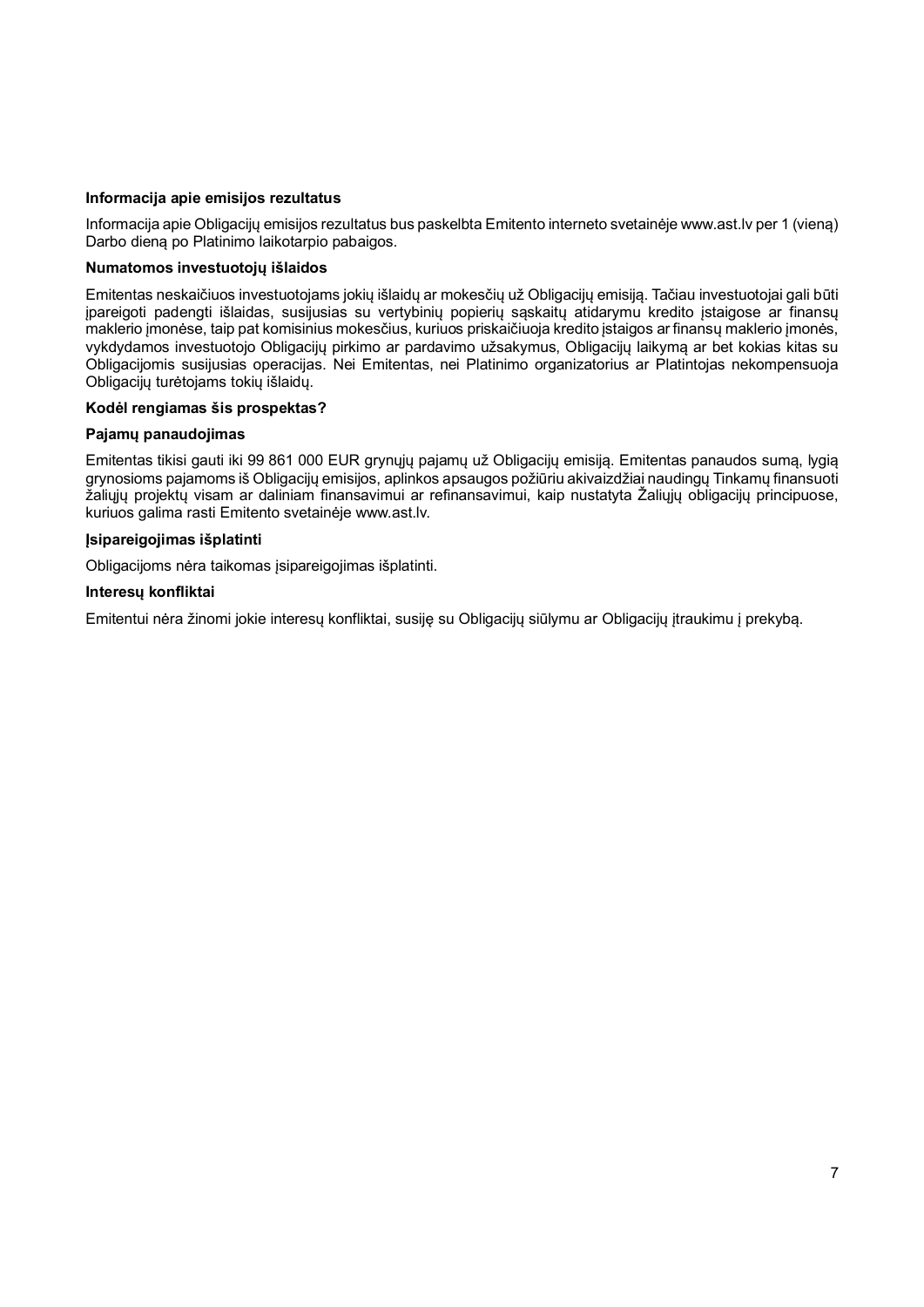**Informacija apie emisijos rezultatus**

Informacija apie Obligacijų emisijos rezultatus bus paskelbta Emitento interneto svetainėje www.ast.lv per 1 (vieną) Darbo dieną po Platinimo laikotarpio pabaigos.

**Numatomos investuotojų išlaidos**

Emitentas neskaičiuos investuotojams jokių išlaidų ar mokesčių už Obligacijų emisiją. Tačiau investuotojai gali būti įpareigoti padengti išlaidas, susijusias su vertybinių popierių sąskaitų atidarymu kredito įstaigose ar finansų maklerio įmonėse, taip pat komisinius mokesčius, kuriuos priskaičiuoja kredito įstaigos ar finansų maklerio įmonės, vykdydamos investuotojo Obligacijų pirkimo ar pardavimo užsakymus, Obligacijų laikymą ar bet kokias kitas su Obligacijomis susijusias operacijas. Nei Emitentas, nei Platinimo organizatorius ar Platintojas nekompensuoja Obligacijų turėtojams tokių išlaidų.

**Kodėl rengiamas šis prospektas?**

**Pajamų panaudojimas**

Emitentas tikisi gauti iki 99 861 000 EUR grynųjų pajamų už Obligacijų emisiją. Emitentas panaudos sumą, lygią grynosioms pajamoms iš Obligacijų emisijos, aplinkos apsaugos požiūriu akivaizdžiai naudingų Tinkamų finansuoti žaliųjų projektų visam ar daliniam finansavimui ar refinansavimui, kaip nustatyta Žaliųjų obligacijų principuose, kuriuos galima rasti Emitento svetainėje www.ast.lv.

**Įsipareigojimas išplatinti**

Obligacijoms nėra taikomas įsipareigojimas išplatinti.

**Interesų konfliktai**

Emitentui nėra žinomi jokie interesų konfliktai, susiję su Obligacijų siūlymu ar Obligacijų įtraukimu į prekybą.